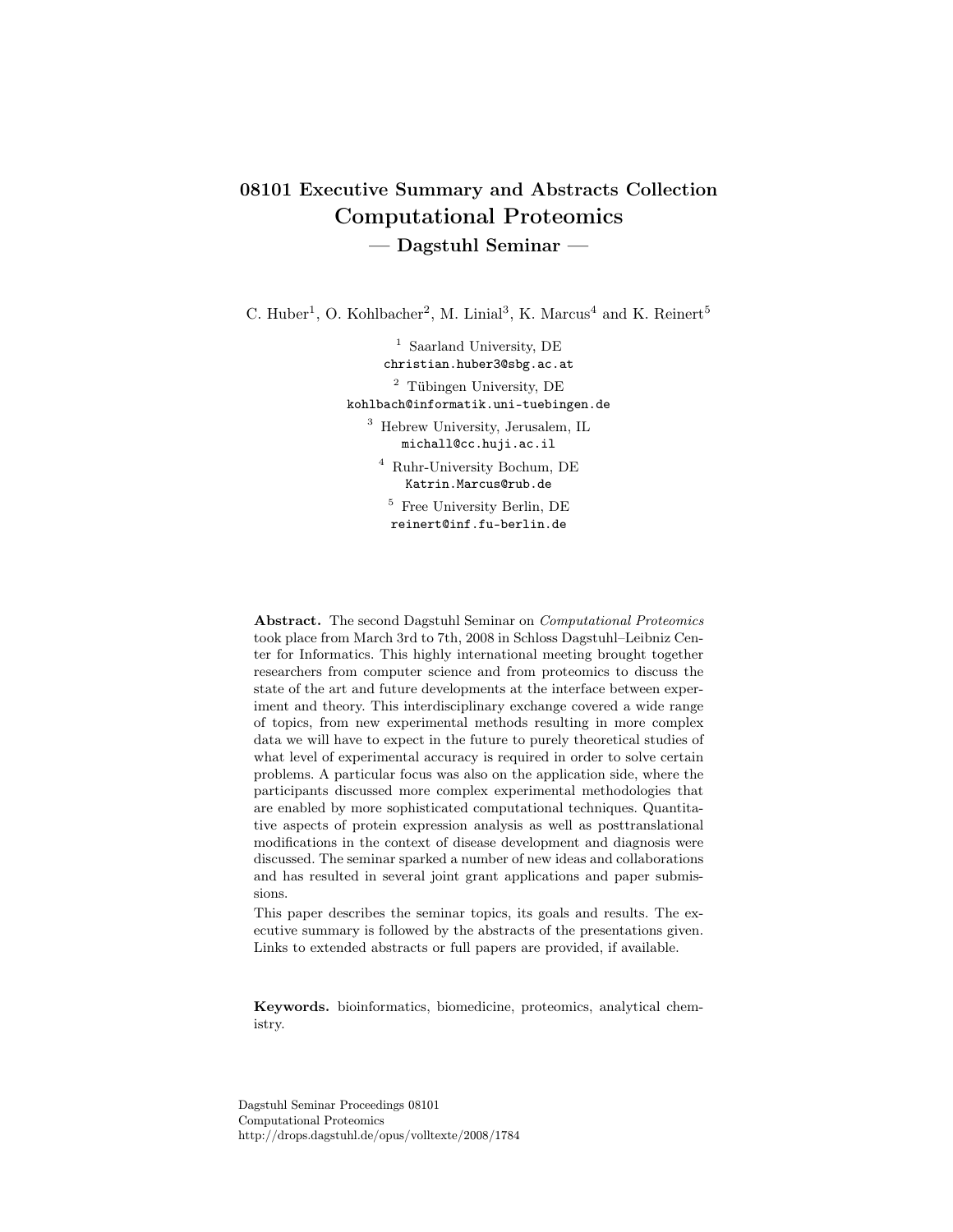# 08101 Executive Summary and Abstracts Collection
# Computational Proteomics
## — Dagstuhl Seminar —

C. Huber[1], O. Kohlbacher[2], M. Linial[3], K. Marcus[4] and K. Reinert[5]

[1] Saarland University, DE
`christian.huber3@sbg.ac.at`

[2] Tübingen University, DE
`kohlbach@informatik.uni-tuebingen.de`

[3] Hebrew University, Jerusalem, IL
`michall@cc.huji.ac.il`

[4] Ruhr-University Bochum, DE
`Katrin.Marcus@rub.de`

[5] Free University Berlin, DE
`reinert@inf.fu-berlin.de`

**Abstract.** The second Dagstuhl Seminar on *Computational Proteomics* took place from March 3rd to 7th, 2008 in Schloss Dagstuhl–Leibniz Center for Informatics. This highly international meeting brought together researchers from computer science and from proteomics to discuss the state of the art and future developments at the interface between experiment and theory. This interdisciplinary exchange covered a wide range of topics, from new experimental methods resulting in more complex data we will have to expect in the future to purely theoretical studies of what level of experimental accuracy is required in order to solve certain problems. A particular focus was also on the application side, where the participants discussed more complex experimental methodologies that are enabled by more sophisticated computational techniques. Quantitative aspects of protein expression analysis as well as posttranslational modifications in the context of disease development and diagnosis were discussed. The seminar sparked a number of new ideas and collaborations and has resulted in several joint grant applications and paper submissions.

This paper describes the seminar topics, its goals and results. The executive summary is followed by the abstracts of the presentations given. Links to extended abstracts or full papers are provided, if available.

**Keywords.** bioinformatics, biomedicine, proteomics, analytical chemistry.

Dagstuhl Seminar Proceedings 08101
Computational Proteomics
http://drops.dagstuhl.de/opus/volltexte/2008/1784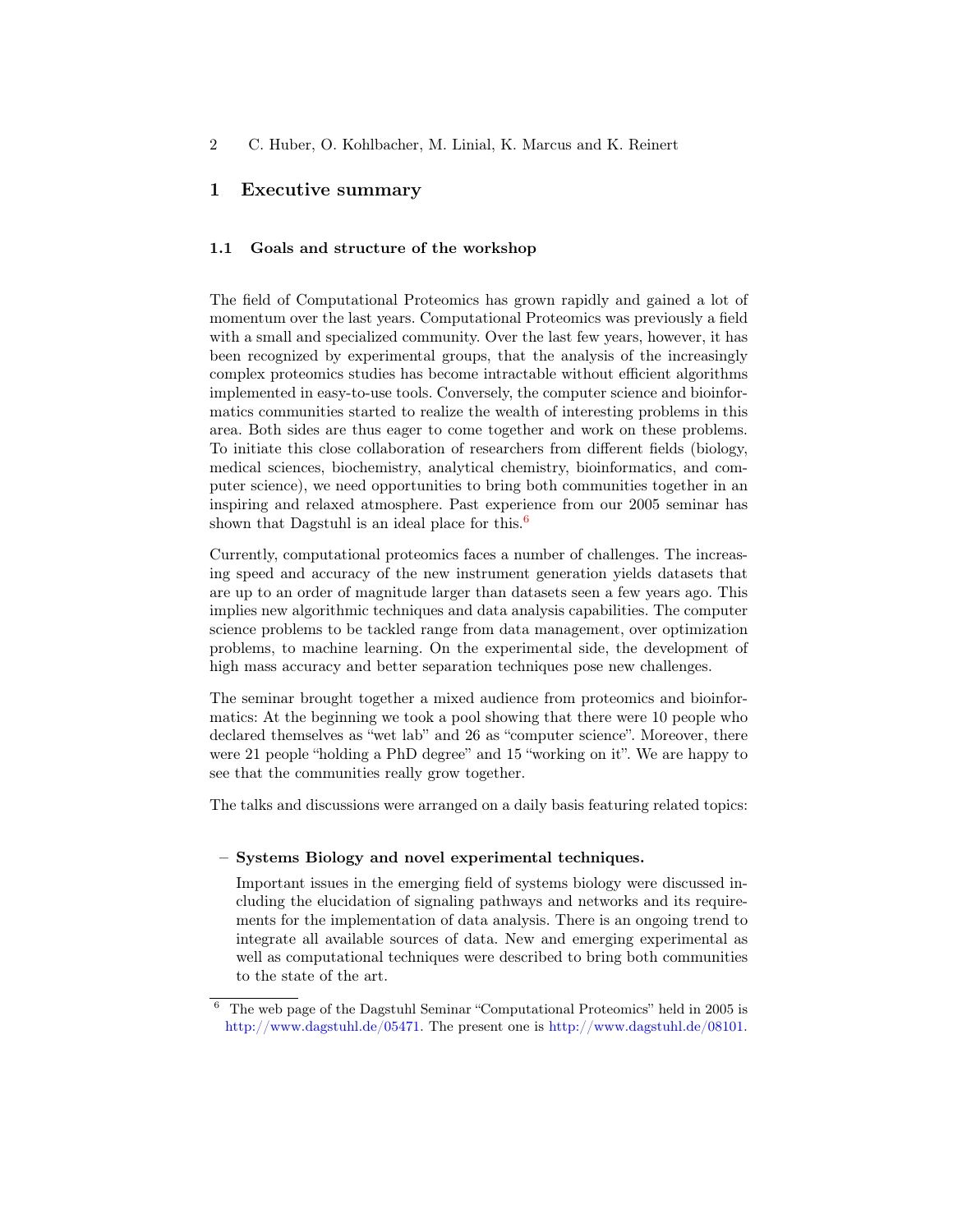# 1 Executive summary

## 1.1 Goals and structure of the workshop

The field of Computational Proteomics has grown rapidly and gained a lot of momentum over the last years. Computational Proteomics was previously a field with a small and specialized community. Over the last few years, however, it has been recognized by experimental groups, that the analysis of the increasingly complex proteomics studies has become intractable without efficient algorithms implemented in easy-to-use tools. Conversely, the computer science and bioinformatics communities started to realize the wealth of interesting problems in this area. Both sides are thus eager to come together and work on these problems. To initiate this close collaboration of researchers from different fields (biology, medical sciences, biochemistry, analytical chemistry, bioinformatics, and computer science), we need opportunities to bring both communities together in an inspiring and relaxed atmosphere. Past experience from our 2005 seminar has shown that Dagstuhl is an ideal place for this.[6]

Currently, computational proteomics faces a number of challenges. The increasing speed and accuracy of the new instrument generation yields datasets that are up to an order of magnitude larger than datasets seen a few years ago. This implies new algorithmic techniques and data analysis capabilities. The computer science problems to be tackled range from data management, over optimization problems, to machine learning. On the experimental side, the development of high mass accuracy and better separation techniques pose new challenges.

The seminar brought together a mixed audience from proteomics and bioinformatics: At the beginning we took a pool showing that there were 10 people who declared themselves as "wet lab" and 26 as "computer science". Moreover, there were 21 people "holding a PhD degree" and 15 "working on it". We are happy to see that the communities really grow together.

The talks and discussions were arranged on a daily basis featuring related topics:

- **Systems Biology and novel experimental techniques.**

  Important issues in the emerging field of systems biology were discussed including the elucidation of signaling pathways and networks and its requirements for the implementation of data analysis. There is an ongoing trend to integrate all available sources of data. New and emerging experimental as well as computational techniques were described to bring both communities to the state of the art.

---

[6] The web page of the Dagstuhl Seminar "Computational Proteomics" held in 2005 is http://www.dagstuhl.de/05471. The present one is http://www.dagstuhl.de/08101.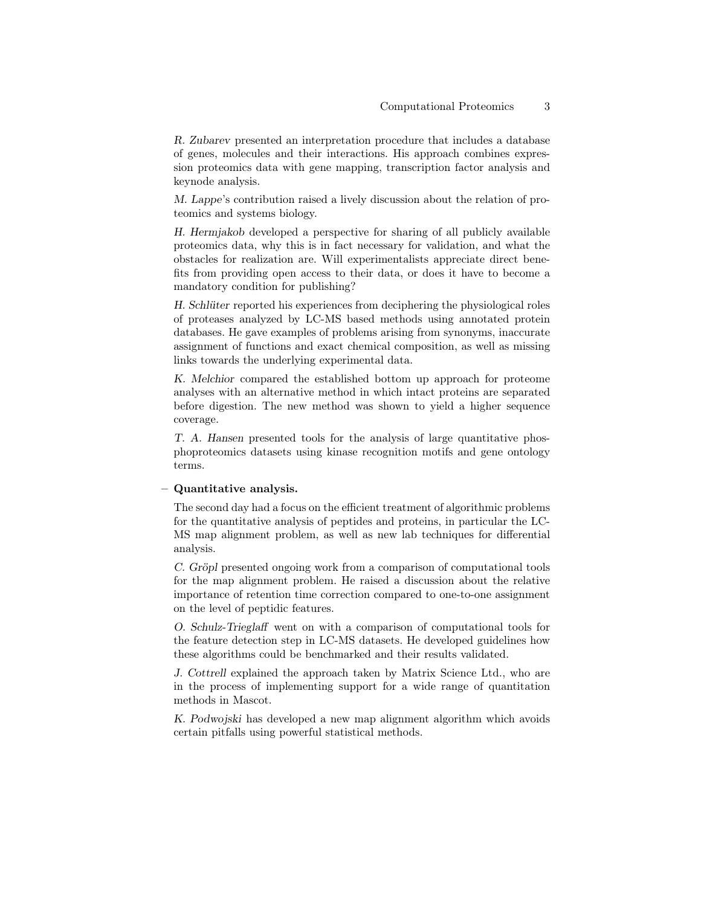*R. Zubarev* presented an interpretation procedure that includes a database of genes, molecules and their interactions. His approach combines expression proteomics data with gene mapping, transcription factor analysis and keynode analysis.

*M. Lappe*'s contribution raised a lively discussion about the relation of proteomics and systems biology.

*H. Hermjakob* developed a perspective for sharing of all publicly available proteomics data, why this is in fact necessary for validation, and what the obstacles for realization are. Will experimentalists appreciate direct benefits from providing open access to their data, or does it have to become a mandatory condition for publishing?

*H. Schlüter* reported his experiences from deciphering the physiological roles of proteases analyzed by LC-MS based methods using annotated protein databases. He gave examples of problems arising from synonyms, inaccurate assignment of functions and exact chemical composition, as well as missing links towards the underlying experimental data.

*K. Melchior* compared the established bottom up approach for proteome analyses with an alternative method in which intact proteins are separated before digestion. The new method was shown to yield a higher sequence coverage.

*T. A. Hansen* presented tools for the analysis of large quantitative phosphoproteomics datasets using kinase recognition motifs and gene ontology terms.

– **Quantitative analysis.**

  The second day had a focus on the efficient treatment of algorithmic problems for the quantitative analysis of peptides and proteins, in particular the LC-MS map alignment problem, as well as new lab techniques for differential analysis.

  *C. Gröpl* presented ongoing work from a comparison of computational tools for the map alignment problem. He raised a discussion about the relative importance of retention time correction compared to one-to-one assignment on the level of peptidic features.

  *O. Schulz-Trieglaff* went on with a comparison of computational tools for the feature detection step in LC-MS datasets. He developed guidelines how these algorithms could be benchmarked and their results validated.

  *J. Cottrell* explained the approach taken by Matrix Science Ltd., who are in the process of implementing support for a wide range of quantitation methods in Mascot.

  *K. Podwojski* has developed a new map alignment algorithm which avoids certain pitfalls using powerful statistical methods.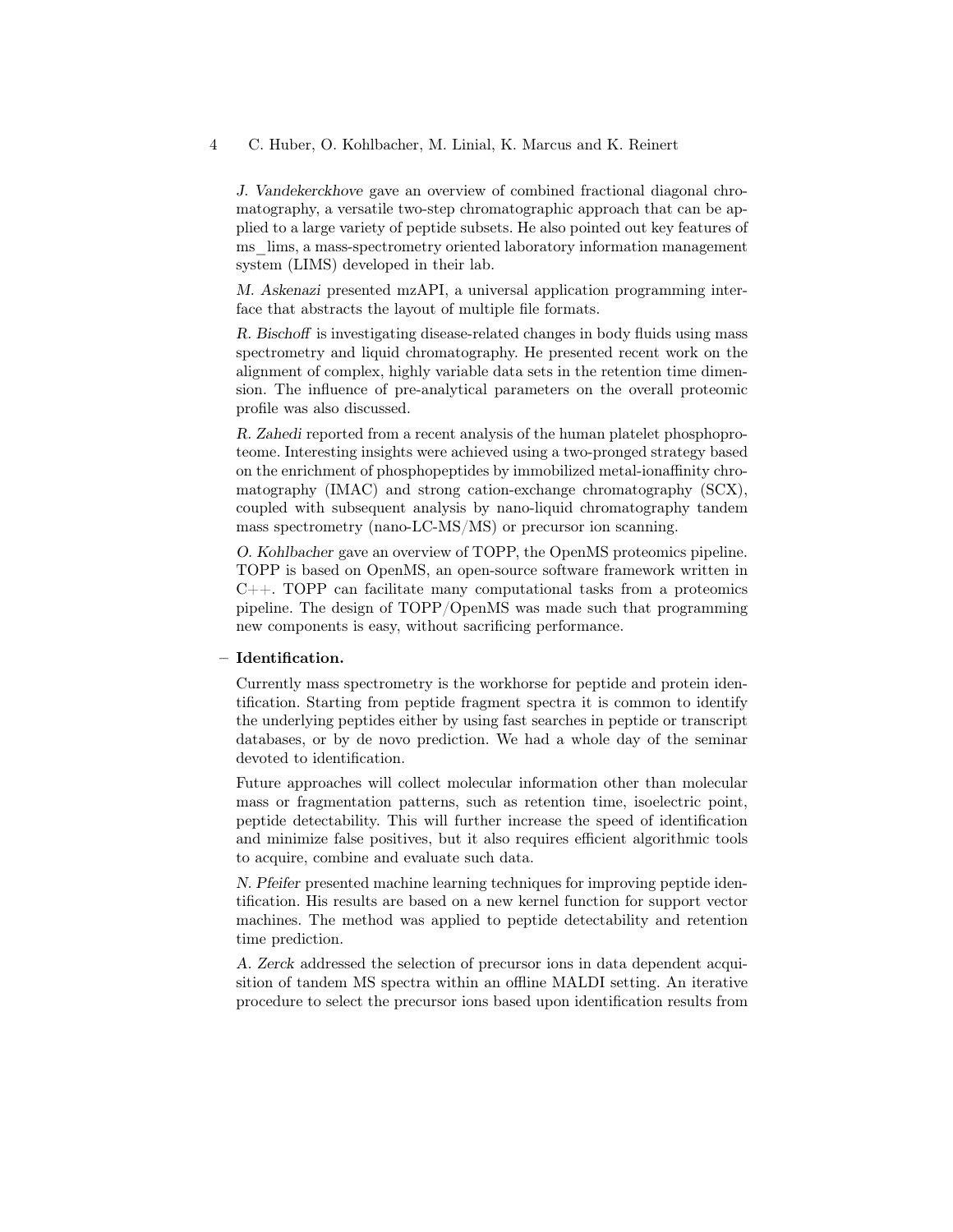*J. Vandekerckhove* gave an overview of combined fractional diagonal chromatography, a versatile two-step chromatographic approach that can be applied to a large variety of peptide subsets. He also pointed out key features of ms_lims, a mass-spectrometry oriented laboratory information management system (LIMS) developed in their lab.

*M. Askenazi* presented mzAPI, a universal application programming interface that abstracts the layout of multiple file formats.

*R. Bischoff* is investigating disease-related changes in body fluids using mass spectrometry and liquid chromatography. He presented recent work on the alignment of complex, highly variable data sets in the retention time dimension. The influence of pre-analytical parameters on the overall proteomic profile was also discussed.

*R. Zahedi* reported from a recent analysis of the human platelet phosphoproteome. Interesting insights were achieved using a two-pronged strategy based on the enrichment of phosphopeptides by immobilized metal-ionaffinity chromatography (IMAC) and strong cation-exchange chromatography (SCX), coupled with subsequent analysis by nano-liquid chromatography tandem mass spectrometry (nano-LC-MS/MS) or precursor ion scanning.

*O. Kohlbacher* gave an overview of TOPP, the OpenMS proteomics pipeline. TOPP is based on OpenMS, an open-source software framework written in C++. TOPP can facilitate many computational tasks from a proteomics pipeline. The design of TOPP/OpenMS was made such that programming new components is easy, without sacrificing performance.

– **Identification.**

Currently mass spectrometry is the workhorse for peptide and protein identification. Starting from peptide fragment spectra it is common to identify the underlying peptides either by using fast searches in peptide or transcript databases, or by de novo prediction. We had a whole day of the seminar devoted to identification.

Future approaches will collect molecular information other than molecular mass or fragmentation patterns, such as retention time, isoelectric point, peptide detectability. This will further increase the speed of identification and minimize false positives, but it also requires efficient algorithmic tools to acquire, combine and evaluate such data.

*N. Pfeifer* presented machine learning techniques for improving peptide identification. His results are based on a new kernel function for support vector machines. The method was applied to peptide detectability and retention time prediction.

*A. Zerck* addressed the selection of precursor ions in data dependent acquisition of tandem MS spectra within an offline MALDI setting. An iterative procedure to select the precursor ions based upon identification results from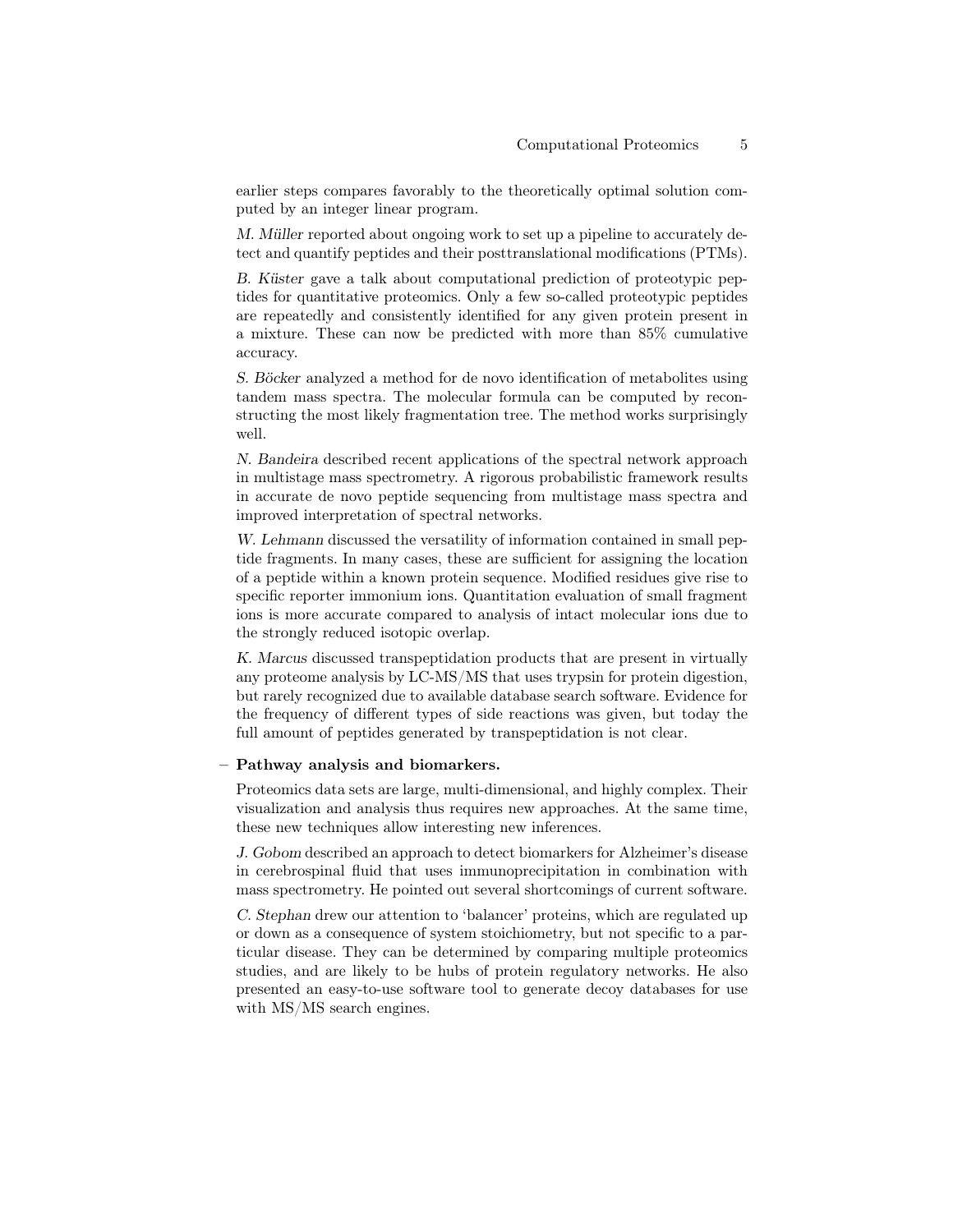earlier steps compares favorably to the theoretically optimal solution computed by an integer linear program.

*M. Müller* reported about ongoing work to set up a pipeline to accurately detect and quantify peptides and their posttranslational modifications (PTMs).

*B. Küster* gave a talk about computational prediction of proteotypic peptides for quantitative proteomics. Only a few so-called proteotypic peptides are repeatedly and consistently identified for any given protein present in a mixture. These can now be predicted with more than 85% cumulative accuracy.

*S. Böcker* analyzed a method for de novo identification of metabolites using tandem mass spectra. The molecular formula can be computed by reconstructing the most likely fragmentation tree. The method works surprisingly well.

*N. Bandeira* described recent applications of the spectral network approach in multistage mass spectrometry. A rigorous probabilistic framework results in accurate de novo peptide sequencing from multistage mass spectra and improved interpretation of spectral networks.

*W. Lehmann* discussed the versatility of information contained in small peptide fragments. In many cases, these are sufficient for assigning the location of a peptide within a known protein sequence. Modified residues give rise to specific reporter immonium ions. Quantitation evaluation of small fragment ions is more accurate compared to analysis of intact molecular ions due to the strongly reduced isotopic overlap.

*K. Marcus* discussed transpeptidation products that are present in virtually any proteome analysis by LC-MS/MS that uses trypsin for protein digestion, but rarely recognized due to available database search software. Evidence for the frequency of different types of side reactions was given, but today the full amount of peptides generated by transpeptidation is not clear.

– **Pathway analysis and biomarkers.**

  Proteomics data sets are large, multi-dimensional, and highly complex. Their visualization and analysis thus requires new approaches. At the same time, these new techniques allow interesting new inferences.

  *J. Gobom* described an approach to detect biomarkers for Alzheimer's disease in cerebrospinal fluid that uses immunoprecipitation in combination with mass spectrometry. He pointed out several shortcomings of current software.

  *C. Stephan* drew our attention to 'balancer' proteins, which are regulated up or down as a consequence of system stoichiometry, but not specific to a particular disease. They can be determined by comparing multiple proteomics studies, and are likely to be hubs of protein regulatory networks. He also presented an easy-to-use software tool to generate decoy databases for use with MS/MS search engines.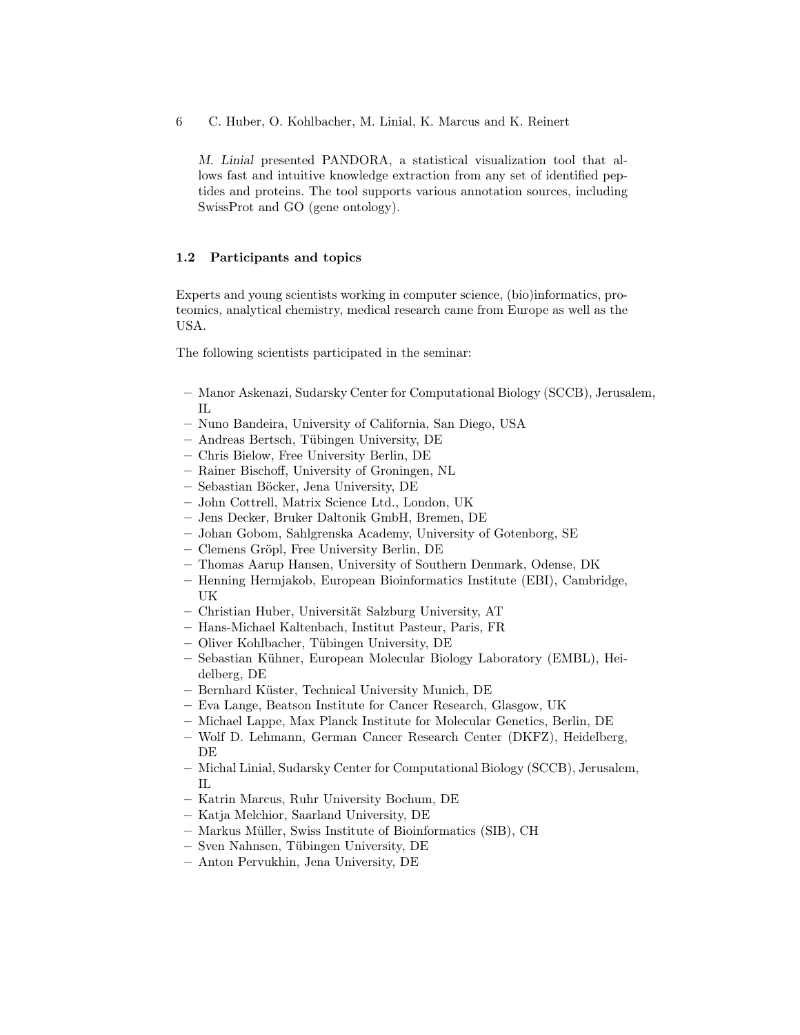*M. Linial* presented PANDORA, a statistical visualization tool that allows fast and intuitive knowledge extraction from any set of identified peptides and proteins. The tool supports various annotation sources, including SwissProt and GO (gene ontology).

### 1.2 Participants and topics

Experts and young scientists working in computer science, (bio)informatics, proteomics, analytical chemistry, medical research came from Europe as well as the USA.

The following scientists participated in the seminar:

- Manor Askenazi, Sudarsky Center for Computational Biology (SCCB), Jerusalem, IL
- Nuno Bandeira, University of California, San Diego, USA
- Andreas Bertsch, Tübingen University, DE
- Chris Bielow, Free University Berlin, DE
- Rainer Bischoff, University of Groningen, NL
- Sebastian Böcker, Jena University, DE
- John Cottrell, Matrix Science Ltd., London, UK
- Jens Decker, Bruker Daltonik GmbH, Bremen, DE
- Johan Gobom, Sahlgrenska Academy, University of Gotenborg, SE
- Clemens Gröpl, Free University Berlin, DE
- Thomas Aarup Hansen, University of Southern Denmark, Odense, DK
- Henning Hermjakob, European Bioinformatics Institute (EBI), Cambridge, UK
- Christian Huber, Universität Salzburg University, AT
- Hans-Michael Kaltenbach, Institut Pasteur, Paris, FR
- Oliver Kohlbacher, Tübingen University, DE
- Sebastian Kühner, European Molecular Biology Laboratory (EMBL), Heidelberg, DE
- Bernhard Küster, Technical University Munich, DE
- Eva Lange, Beatson Institute for Cancer Research, Glasgow, UK
- Michael Lappe, Max Planck Institute for Molecular Genetics, Berlin, DE
- Wolf D. Lehmann, German Cancer Research Center (DKFZ), Heidelberg, DE
- Michal Linial, Sudarsky Center for Computational Biology (SCCB), Jerusalem, IL
- Katrin Marcus, Ruhr University Bochum, DE
- Katja Melchior, Saarland University, DE
- Markus Müller, Swiss Institute of Bioinformatics (SIB), CH
- Sven Nahnsen, Tübingen University, DE
- Anton Pervukhin, Jena University, DE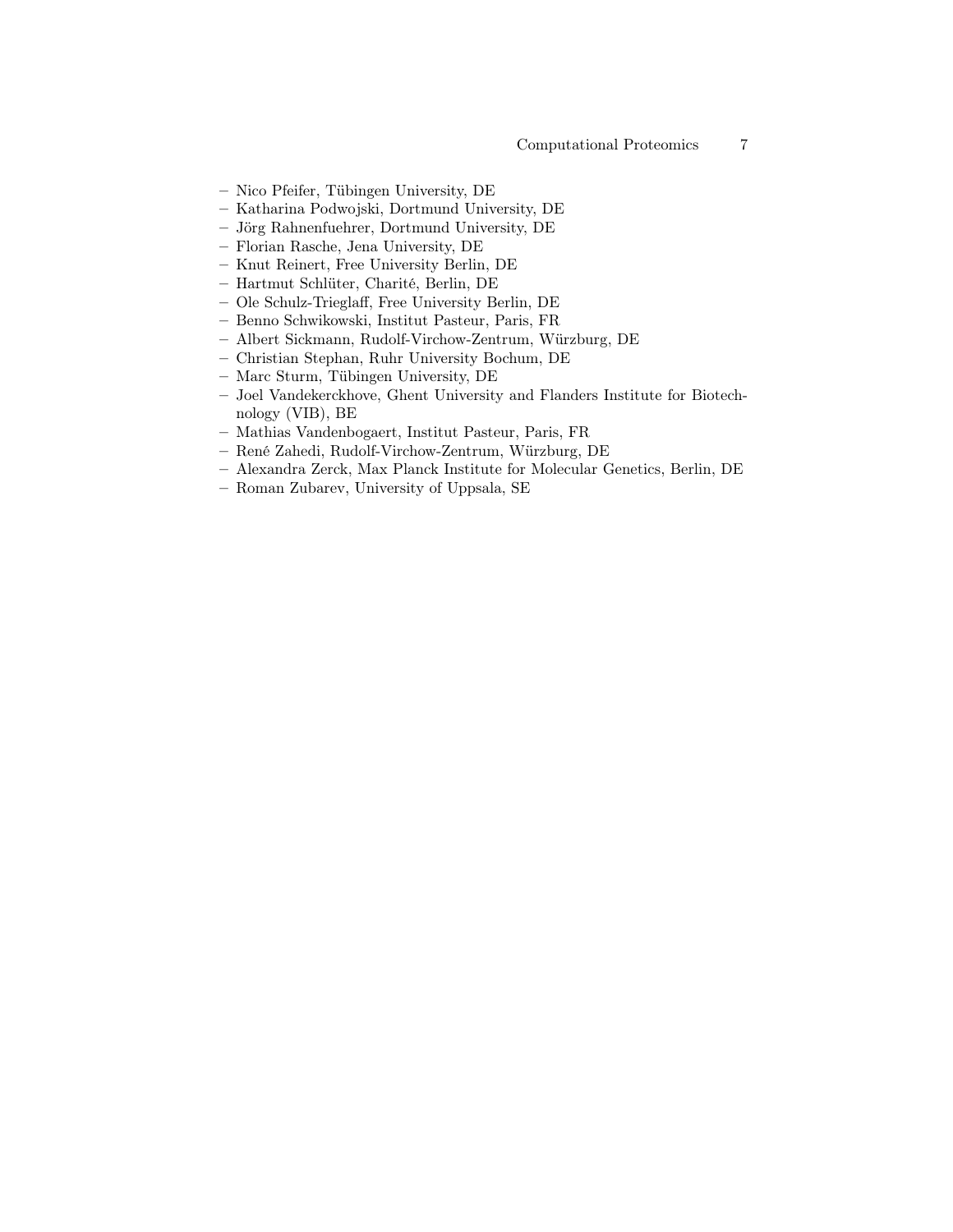- Nico Pfeifer, Tübingen University, DE
- Katharina Podwojski, Dortmund University, DE
- Jörg Rahnenfuehrer, Dortmund University, DE
- Florian Rasche, Jena University, DE
- Knut Reinert, Free University Berlin, DE
- Hartmut Schlüter, Charité, Berlin, DE
- Ole Schulz-Trieglaff, Free University Berlin, DE
- Benno Schwikowski, Institut Pasteur, Paris, FR
- Albert Sickmann, Rudolf-Virchow-Zentrum, Würzburg, DE
- Christian Stephan, Ruhr University Bochum, DE
- Marc Sturm, Tübingen University, DE
- Joel Vandekerckhove, Ghent University and Flanders Institute for Biotechnology (VIB), BE
- Mathias Vandenbogaert, Institut Pasteur, Paris, FR
- René Zahedi, Rudolf-Virchow-Zentrum, Würzburg, DE
- Alexandra Zerck, Max Planck Institute for Molecular Genetics, Berlin, DE
- Roman Zubarev, University of Uppsala, SE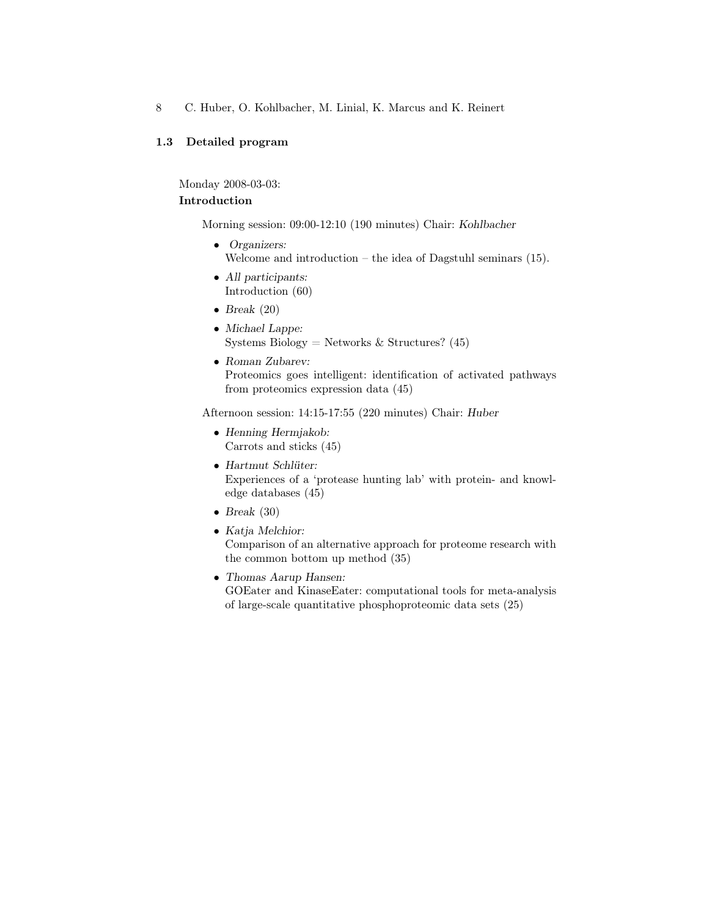### 1.3 Detailed program

Monday 2008-03-03:

**Introduction**

Morning session: 09:00-12:10 (190 minutes) Chair: *Kohlbacher*

- *Organizers:*
  Welcome and introduction – the idea of Dagstuhl seminars (15).
- *All participants:*
  Introduction (60)
- *Break* (20)
- *Michael Lappe:*
  Systems Biology = Networks & Structures? (45)
- *Roman Zubarev:*
  Proteomics goes intelligent: identification of activated pathways from proteomics expression data (45)

Afternoon session: 14:15-17:55 (220 minutes) Chair: *Huber*

- *Henning Hermjakob:*
  Carrots and sticks (45)
- *Hartmut Schlüter:*
  Experiences of a 'protease hunting lab' with protein- and knowledge databases (45)
- *Break* (30)
- *Katja Melchior:*
  Comparison of an alternative approach for proteome research with the common bottom up method (35)
- *Thomas Aarup Hansen:*
  GOEater and KinaseEater: computational tools for meta-analysis of large-scale quantitative phosphoproteomic data sets (25)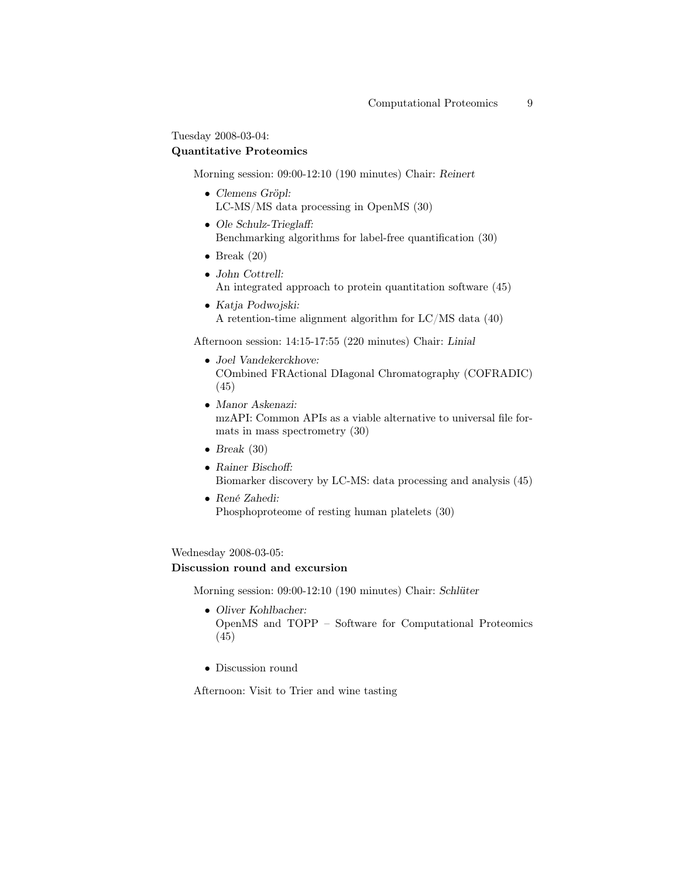Tuesday 2008-03-04:
**Quantitative Proteomics**

Morning session: 09:00-12:10 (190 minutes) Chair: *Reinert*

- *Clemens Gröpl:*
  LC-MS/MS data processing in OpenMS (30)
- *Ole Schulz-Trieglaff:*
  Benchmarking algorithms for label-free quantification (30)
- Break (20)
- *John Cottrell:*
  An integrated approach to protein quantitation software (45)
- *Katja Podwojski:*
  A retention-time alignment algorithm for LC/MS data (40)

Afternoon session: 14:15-17:55 (220 minutes) Chair: *Linial*

- *Joel Vandekerckhove:*
  COmbined FRActional DIagonal Chromatography (COFRADIC) (45)
- *Manor Askenazi:*
  mzAPI: Common APIs as a viable alternative to universal file formats in mass spectrometry (30)
- *Break* (30)
- *Rainer Bischoff:*
  Biomarker discovery by LC-MS: data processing and analysis (45)
- *René Zahedi:*
  Phosphoproteome of resting human platelets (30)

Wednesday 2008-03-05:
**Discussion round and excursion**

Morning session: 09:00-12:10 (190 minutes) Chair: *Schlüter*

- *Oliver Kohlbacher:*
  OpenMS and TOPP – Software for Computational Proteomics (45)
- Discussion round

Afternoon: Visit to Trier and wine tasting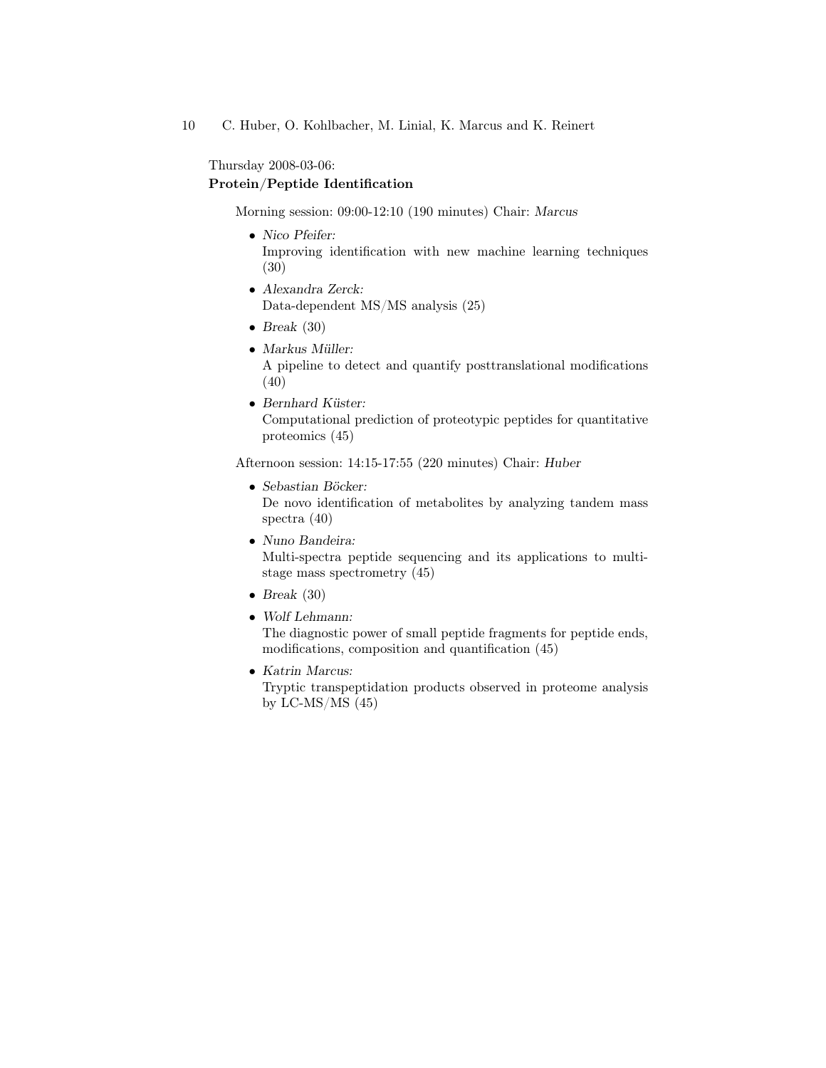Thursday 2008-03-06:
**Protein/Peptide Identification**

Morning session: 09:00-12:10 (190 minutes) Chair: *Marcus*

- *Nico Pfeifer:*
  Improving identification with new machine learning techniques (30)
- *Alexandra Zerck:*
  Data-dependent MS/MS analysis (25)
- *Break* (30)
- *Markus Müller:*
  A pipeline to detect and quantify posttranslational modifications (40)
- *Bernhard Küster:*
  Computational prediction of proteotypic peptides for quantitative proteomics (45)

Afternoon session: 14:15-17:55 (220 minutes) Chair: *Huber*

- *Sebastian Böcker:*
  De novo identification of metabolites by analyzing tandem mass spectra (40)
- *Nuno Bandeira:*
  Multi-spectra peptide sequencing and its applications to multi-stage mass spectrometry (45)
- *Break* (30)
- *Wolf Lehmann:*
  The diagnostic power of small peptide fragments for peptide ends, modifications, composition and quantification (45)
- *Katrin Marcus:*
  Tryptic transpeptidation products observed in proteome analysis by LC-MS/MS (45)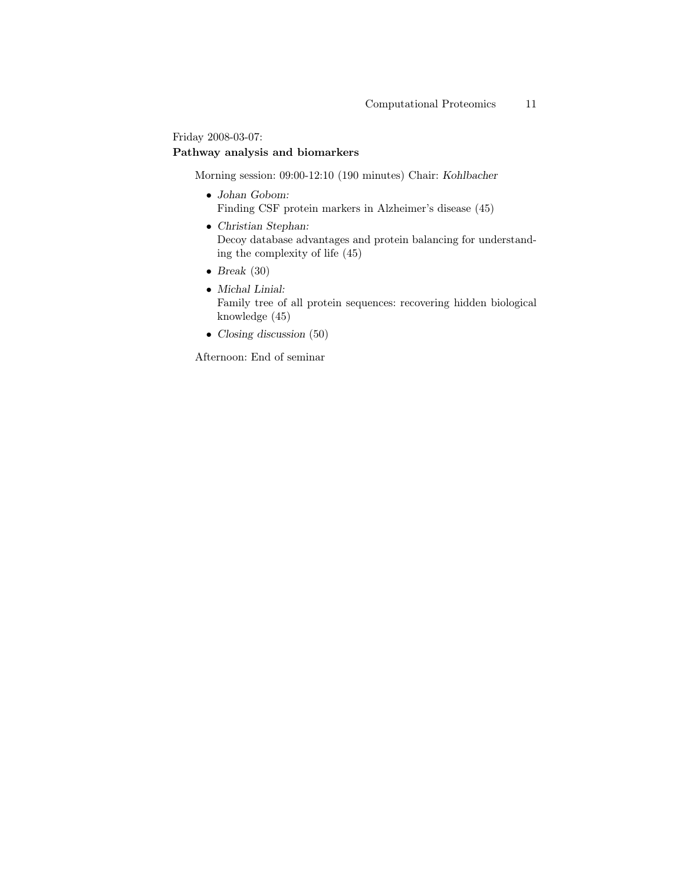Friday 2008-03-07:

**Pathway analysis and biomarkers**

Morning session: 09:00-12:10 (190 minutes) Chair: *Kohlbacher*

- *Johan Gobom:*
  Finding CSF protein markers in Alzheimer's disease (45)
- *Christian Stephan:*
  Decoy database advantages and protein balancing for understanding the complexity of life (45)
- *Break* (30)
- *Michal Linial:*
  Family tree of all protein sequences: recovering hidden biological knowledge (45)
- *Closing discussion* (50)

Afternoon: End of seminar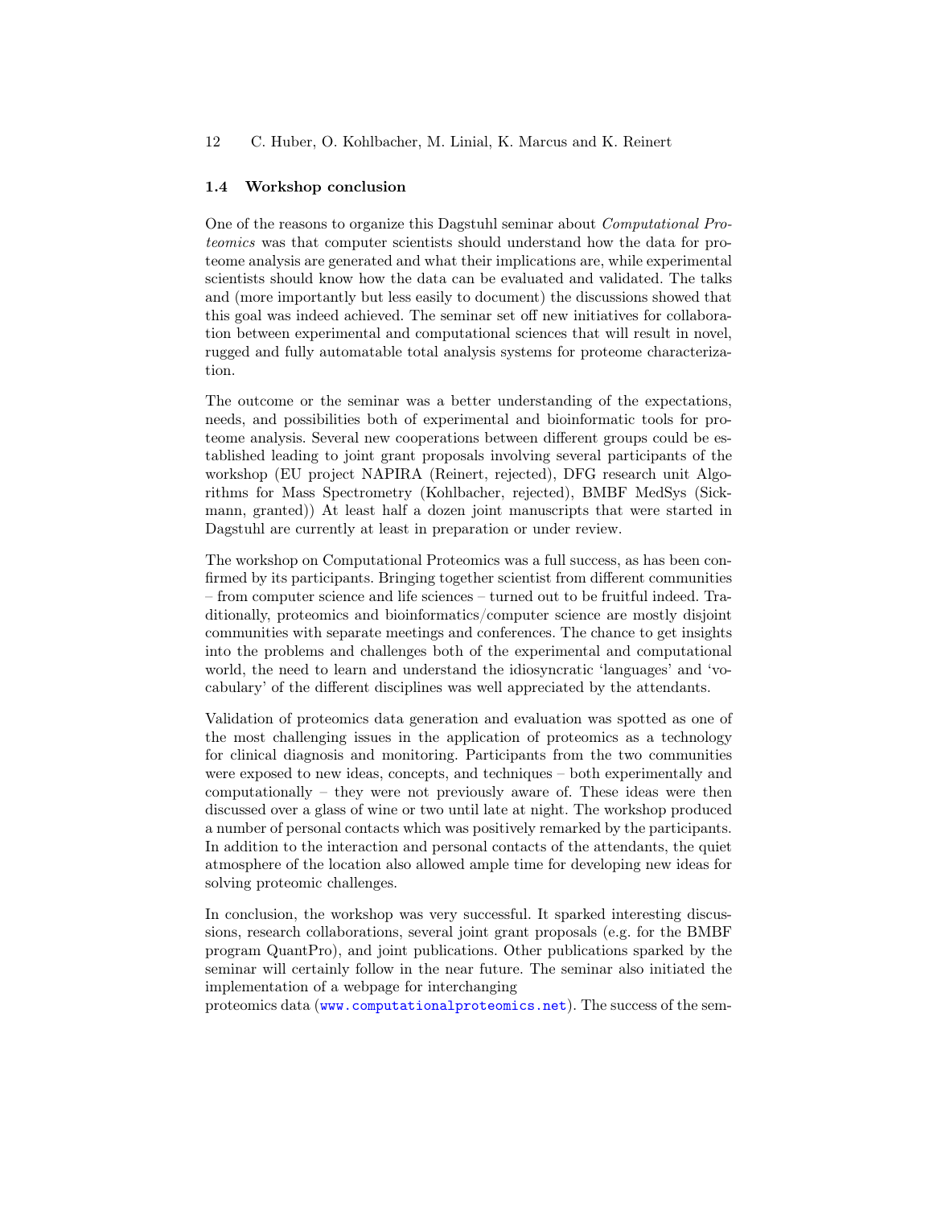### 1.4 Workshop conclusion

One of the reasons to organize this Dagstuhl seminar about *Computational Proteomics* was that computer scientists should understand how the data for proteome analysis are generated and what their implications are, while experimental scientists should know how the data can be evaluated and validated. The talks and (more importantly but less easily to document) the discussions showed that this goal was indeed achieved. The seminar set off new initiatives for collaboration between experimental and computational sciences that will result in novel, rugged and fully automatable total analysis systems for proteome characterization.

The outcome or the seminar was a better understanding of the expectations, needs, and possibilities both of experimental and bioinformatic tools for proteome analysis. Several new cooperations between different groups could be established leading to joint grant proposals involving several participants of the workshop (EU project NAPIRA (Reinert, rejected), DFG research unit Algorithms for Mass Spectrometry (Kohlbacher, rejected), BMBF MedSys (Sickmann, granted)) At least half a dozen joint manuscripts that were started in Dagstuhl are currently at least in preparation or under review.

The workshop on Computational Proteomics was a full success, as has been confirmed by its participants. Bringing together scientist from different communities – from computer science and life sciences – turned out to be fruitful indeed. Traditionally, proteomics and bioinformatics/computer science are mostly disjoint communities with separate meetings and conferences. The chance to get insights into the problems and challenges both of the experimental and computational world, the need to learn and understand the idiosyncratic 'languages' and 'vocabulary' of the different disciplines was well appreciated by the attendants.

Validation of proteomics data generation and evaluation was spotted as one of the most challenging issues in the application of proteomics as a technology for clinical diagnosis and monitoring. Participants from the two communities were exposed to new ideas, concepts, and techniques – both experimentally and computationally – they were not previously aware of. These ideas were then discussed over a glass of wine or two until late at night. The workshop produced a number of personal contacts which was positively remarked by the participants. In addition to the interaction and personal contacts of the attendants, the quiet atmosphere of the location also allowed ample time for developing new ideas for solving proteomic challenges.

In conclusion, the workshop was very successful. It sparked interesting discussions, research collaborations, several joint grant proposals (e.g. for the BMBF program QuantPro), and joint publications. Other publications sparked by the seminar will certainly follow in the near future. The seminar also initiated the implementation of a webpage for interchanging proteomics data (www.computationalproteomics.net). The success of the sem-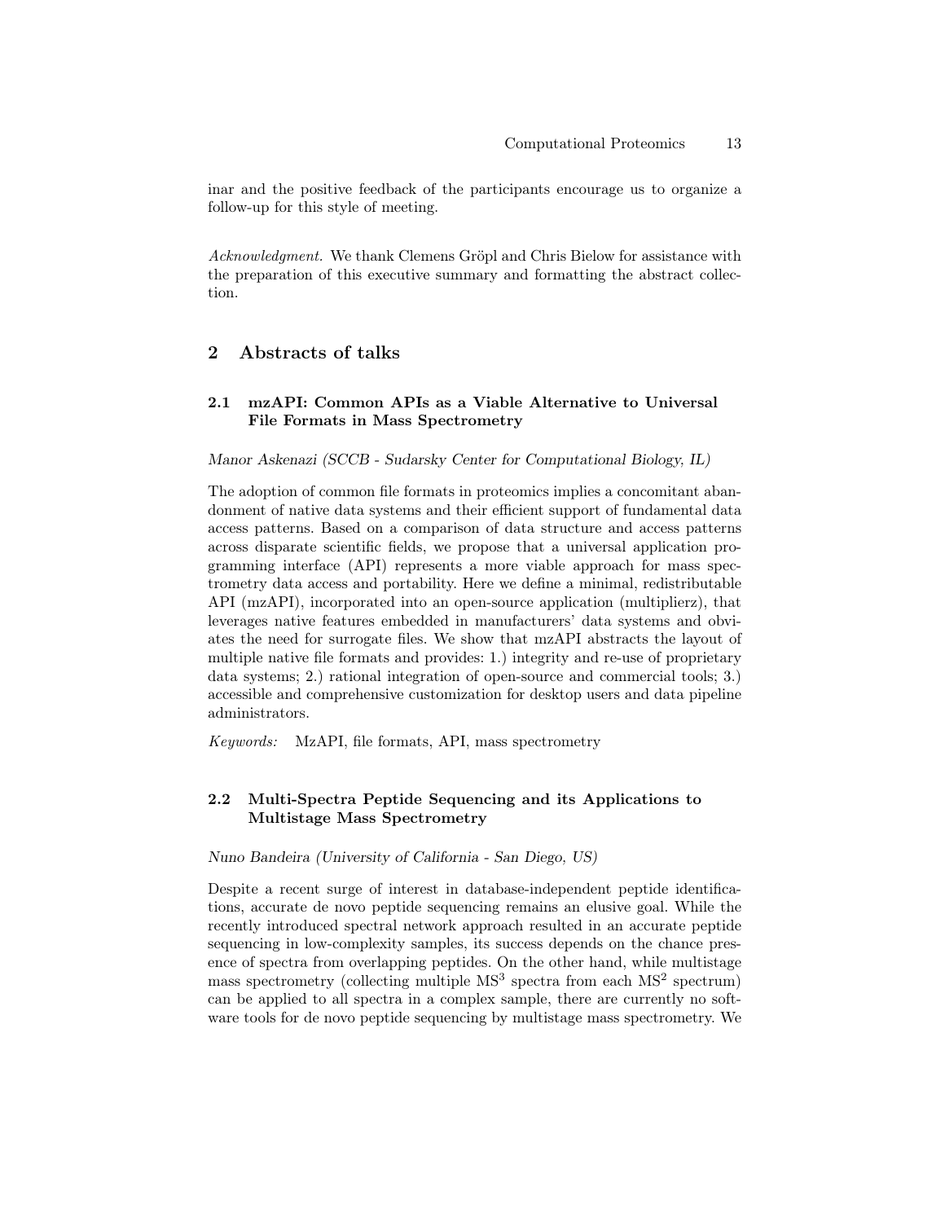inar and the positive feedback of the participants encourage us to organize a follow-up for this style of meeting.

*Acknowledgment.* We thank Clemens Gröpl and Chris Bielow for assistance with the preparation of this executive summary and formatting the abstract collection.

## 2 Abstracts of talks

### 2.1 mzAPI: Common APIs as a Viable Alternative to Universal File Formats in Mass Spectrometry

*Manor Askenazi (SCCB - Sudarsky Center for Computational Biology, IL)*

The adoption of common file formats in proteomics implies a concomitant abandonment of native data systems and their efficient support of fundamental data access patterns. Based on a comparison of data structure and access patterns across disparate scientific fields, we propose that a universal application programming interface (API) represents a more viable approach for mass spectrometry data access and portability. Here we define a minimal, redistributable API (mzAPI), incorporated into an open-source application (multiplierz), that leverages native features embedded in manufacturers' data systems and obviates the need for surrogate files. We show that mzAPI abstracts the layout of multiple native file formats and provides: 1.) integrity and re-use of proprietary data systems; 2.) rational integration of open-source and commercial tools; 3.) accessible and comprehensive customization for desktop users and data pipeline administrators.

*Keywords:* MzAPI, file formats, API, mass spectrometry

### 2.2 Multi-Spectra Peptide Sequencing and its Applications to Multistage Mass Spectrometry

*Nuno Bandeira (University of California - San Diego, US)*

Despite a recent surge of interest in database-independent peptide identifications, accurate de novo peptide sequencing remains an elusive goal. While the recently introduced spectral network approach resulted in an accurate peptide sequencing in low-complexity samples, its success depends on the chance presence of spectra from overlapping peptides. On the other hand, while multistage mass spectrometry (collecting multiple $MS^3$ spectra from each $MS^2$ spectrum) can be applied to all spectra in a complex sample, there are currently no software tools for de novo peptide sequencing by multistage mass spectrometry. We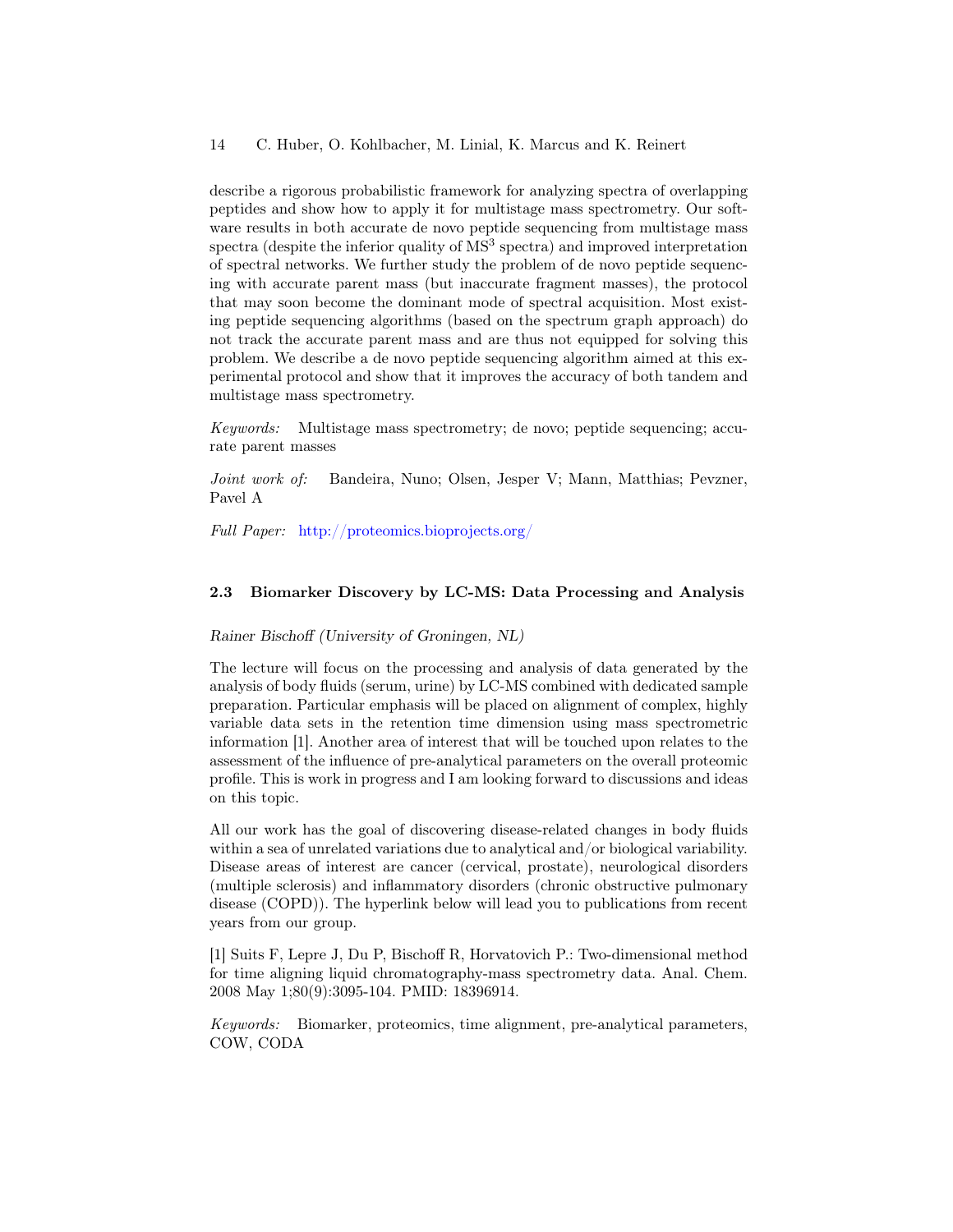describe a rigorous probabilistic framework for analyzing spectra of overlapping peptides and show how to apply it for multistage mass spectrometry. Our software results in both accurate de novo peptide sequencing from multistage mass spectra (despite the inferior quality of $MS^3$ spectra) and improved interpretation of spectral networks. We further study the problem of de novo peptide sequencing with accurate parent mass (but inaccurate fragment masses), the protocol that may soon become the dominant mode of spectral acquisition. Most existing peptide sequencing algorithms (based on the spectrum graph approach) do not track the accurate parent mass and are thus not equipped for solving this problem. We describe a de novo peptide sequencing algorithm aimed at this experimental protocol and show that it improves the accuracy of both tandem and multistage mass spectrometry.

*Keywords:* Multistage mass spectrometry; de novo; peptide sequencing; accurate parent masses

*Joint work of:* Bandeira, Nuno; Olsen, Jesper V; Mann, Matthias; Pevzner, Pavel A

*Full Paper:* http://proteomics.bioprojects.org/

### 2.3 Biomarker Discovery by LC-MS: Data Processing and Analysis

*Rainer Bischoff (University of Groningen, NL)*

The lecture will focus on the processing and analysis of data generated by the analysis of body fluids (serum, urine) by LC-MS combined with dedicated sample preparation. Particular emphasis will be placed on alignment of complex, highly variable data sets in the retention time dimension using mass spectrometric information [1]. Another area of interest that will be touched upon relates to the assessment of the influence of pre-analytical parameters on the overall proteomic profile. This is work in progress and I am looking forward to discussions and ideas on this topic.

All our work has the goal of discovering disease-related changes in body fluids within a sea of unrelated variations due to analytical and/or biological variability. Disease areas of interest are cancer (cervical, prostate), neurological disorders (multiple sclerosis) and inflammatory disorders (chronic obstructive pulmonary disease (COPD)). The hyperlink below will lead you to publications from recent years from our group.

[1] Suits F, Lepre J, Du P, Bischoff R, Horvatovich P.: Two-dimensional method for time aligning liquid chromatography-mass spectrometry data. Anal. Chem. 2008 May 1;80(9):3095-104. PMID: 18396914.

*Keywords:* Biomarker, proteomics, time alignment, pre-analytical parameters, COW, CODA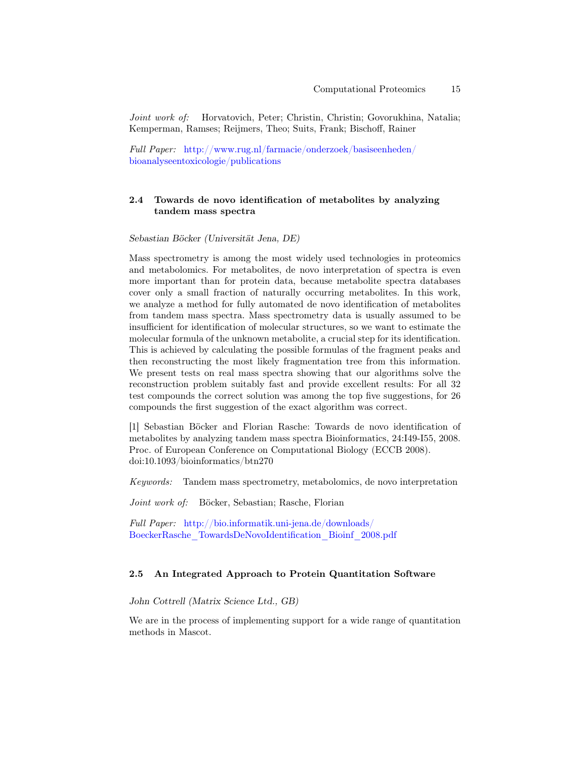*Joint work of:* Horvatovich, Peter; Christin, Christin; Govorukhina, Natalia; Kemperman, Ramses; Reijmers, Theo; Suits, Frank; Bischoff, Rainer

*Full Paper:* http://www.rug.nl/farmacie/onderzoek/basiseenheden/bioanalyseentoxicologie/publications

### 2.4 Towards de novo identification of metabolites by analyzing tandem mass spectra

*Sebastian Böcker (Universität Jena, DE)*

Mass spectrometry is among the most widely used technologies in proteomics and metabolomics. For metabolites, de novo interpretation of spectra is even more important than for protein data, because metabolite spectra databases cover only a small fraction of naturally occurring metabolites. In this work, we analyze a method for fully automated de novo identification of metabolites from tandem mass spectra. Mass spectrometry data is usually assumed to be insufficient for identification of molecular structures, so we want to estimate the molecular formula of the unknown metabolite, a crucial step for its identification. This is achieved by calculating the possible formulas of the fragment peaks and then reconstructing the most likely fragmentation tree from this information. We present tests on real mass spectra showing that our algorithms solve the reconstruction problem suitably fast and provide excellent results: For all 32 test compounds the correct solution was among the top five suggestions, for 26 compounds the first suggestion of the exact algorithm was correct.

[1] Sebastian Böcker and Florian Rasche: Towards de novo identification of metabolites by analyzing tandem mass spectra Bioinformatics, 24:I49-I55, 2008. Proc. of European Conference on Computational Biology (ECCB 2008). doi:10.1093/bioinformatics/btn270

*Keywords:* Tandem mass spectrometry, metabolomics, de novo interpretation

*Joint work of:* Böcker, Sebastian; Rasche, Florian

*Full Paper:* http://bio.informatik.uni-jena.de/downloads/BoeckerRasche_TowardsDeNovoIdentification_Bioinf_2008.pdf

### 2.5 An Integrated Approach to Protein Quantitation Software

*John Cottrell (Matrix Science Ltd., GB)*

We are in the process of implementing support for a wide range of quantitation methods in Mascot.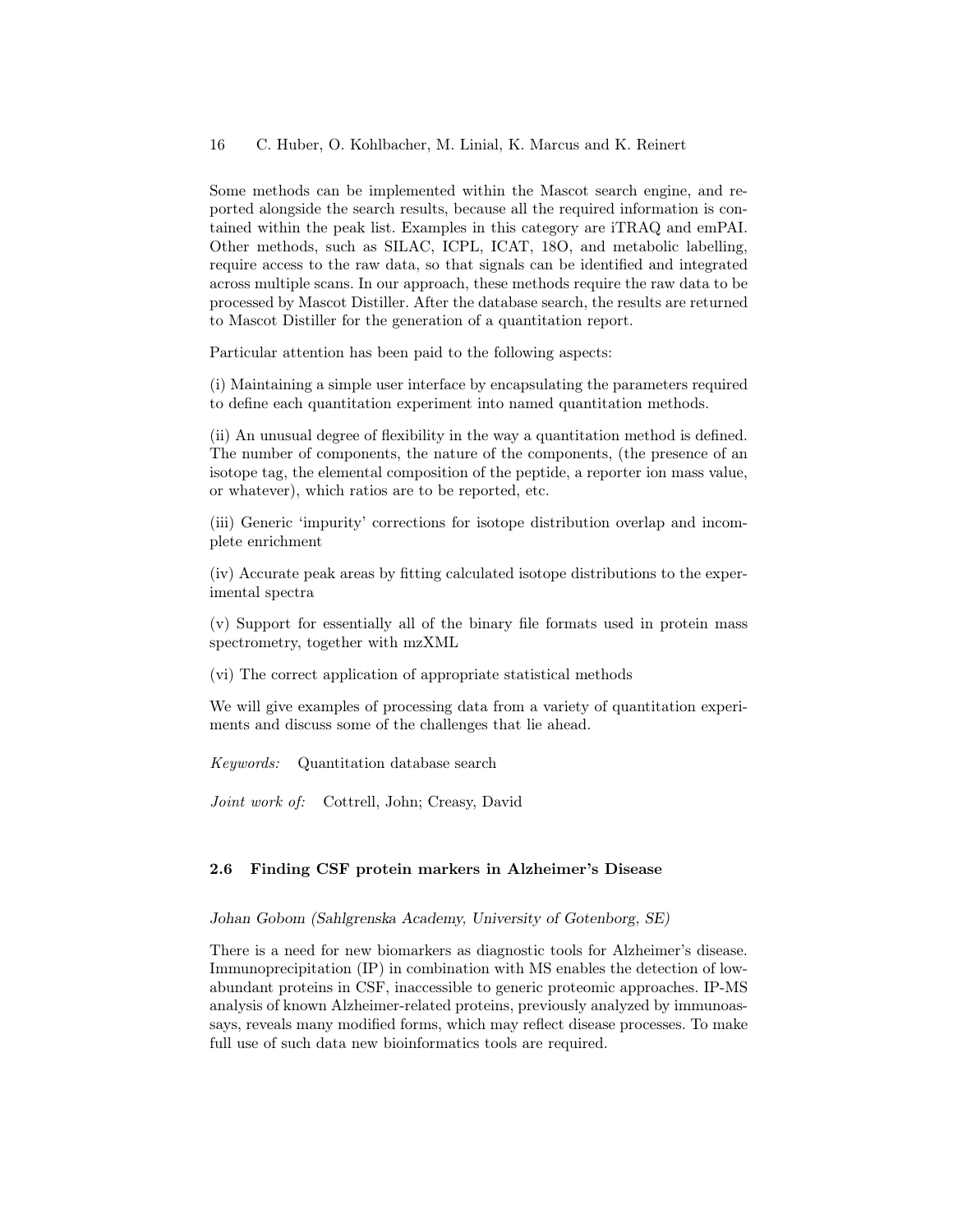Some methods can be implemented within the Mascot search engine, and reported alongside the search results, because all the required information is contained within the peak list. Examples in this category are iTRAQ and emPAI. Other methods, such as SILAC, ICPL, ICAT, 18O, and metabolic labelling, require access to the raw data, so that signals can be identified and integrated across multiple scans. In our approach, these methods require the raw data to be processed by Mascot Distiller. After the database search, the results are returned to Mascot Distiller for the generation of a quantitation report.

Particular attention has been paid to the following aspects:

(i) Maintaining a simple user interface by encapsulating the parameters required to define each quantitation experiment into named quantitation methods.

(ii) An unusual degree of flexibility in the way a quantitation method is defined. The number of components, the nature of the components, (the presence of an isotope tag, the elemental composition of the peptide, a reporter ion mass value, or whatever), which ratios are to be reported, etc.

(iii) Generic 'impurity' corrections for isotope distribution overlap and incomplete enrichment

(iv) Accurate peak areas by fitting calculated isotope distributions to the experimental spectra

(v) Support for essentially all of the binary file formats used in protein mass spectrometry, together with mzXML

(vi) The correct application of appropriate statistical methods

We will give examples of processing data from a variety of quantitation experiments and discuss some of the challenges that lie ahead.

*Keywords:* Quantitation database search

*Joint work of:* Cottrell, John; Creasy, David

### 2.6 Finding CSF protein markers in Alzheimer's Disease

*Johan Gobom (Sahlgrenska Academy, University of Gotenborg, SE)*

There is a need for new biomarkers as diagnostic tools for Alzheimer's disease. Immunoprecipitation (IP) in combination with MS enables the detection of low-abundant proteins in CSF, inaccessible to generic proteomic approaches. IP-MS analysis of known Alzheimer-related proteins, previously analyzed by immunoassays, reveals many modified forms, which may reflect disease processes. To make full use of such data new bioinformatics tools are required.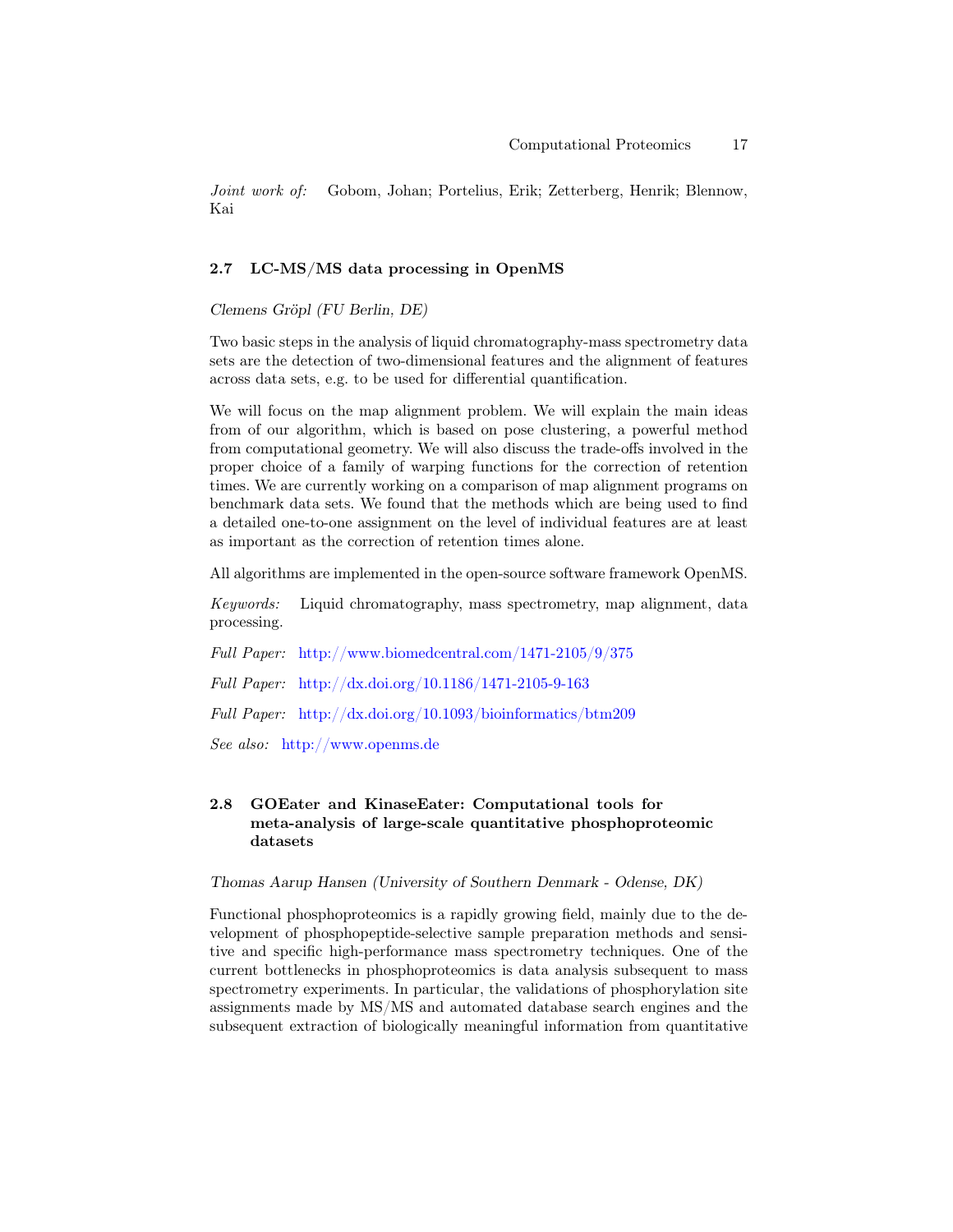*Joint work of:* Gobom, Johan; Portelius, Erik; Zetterberg, Henrik; Blennow, Kai

### 2.7 LC-MS/MS data processing in OpenMS

*Clemens Gröpl (FU Berlin, DE)*

Two basic steps in the analysis of liquid chromatography-mass spectrometry data sets are the detection of two-dimensional features and the alignment of features across data sets, e.g. to be used for differential quantification.

We will focus on the map alignment problem. We will explain the main ideas from of our algorithm, which is based on pose clustering, a powerful method from computational geometry. We will also discuss the trade-offs involved in the proper choice of a family of warping functions for the correction of retention times. We are currently working on a comparison of map alignment programs on benchmark data sets. We found that the methods which are being used to find a detailed one-to-one assignment on the level of individual features are at least as important as the correction of retention times alone.

All algorithms are implemented in the open-source software framework OpenMS.

*Keywords:* Liquid chromatography, mass spectrometry, map alignment, data processing.

*Full Paper:* http://www.biomedcentral.com/1471-2105/9/375

*Full Paper:* http://dx.doi.org/10.1186/1471-2105-9-163

*Full Paper:* http://dx.doi.org/10.1093/bioinformatics/btm209

*See also:* http://www.openms.de

### 2.8 GOEater and KinaseEater: Computational tools for meta-analysis of large-scale quantitative phosphoproteomic datasets

*Thomas Aarup Hansen (University of Southern Denmark - Odense, DK)*

Functional phosphoproteomics is a rapidly growing field, mainly due to the development of phosphopeptide-selective sample preparation methods and sensitive and specific high-performance mass spectrometry techniques. One of the current bottlenecks in phosphoproteomics is data analysis subsequent to mass spectrometry experiments. In particular, the validations of phosphorylation site assignments made by MS/MS and automated database search engines and the subsequent extraction of biologically meaningful information from quantitative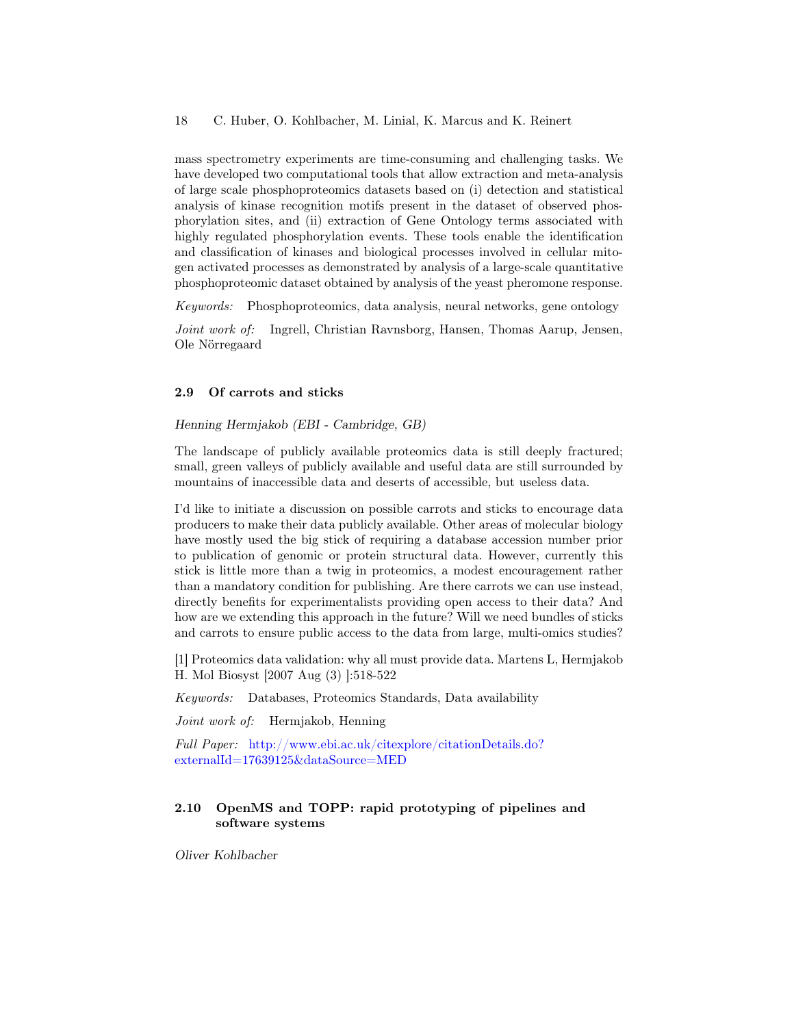mass spectrometry experiments are time-consuming and challenging tasks. We have developed two computational tools that allow extraction and meta-analysis of large scale phosphoproteomics datasets based on (i) detection and statistical analysis of kinase recognition motifs present in the dataset of observed phosphorylation sites, and (ii) extraction of Gene Ontology terms associated with highly regulated phosphorylation events. These tools enable the identification and classification of kinases and biological processes involved in cellular mitogen activated processes as demonstrated by analysis of a large-scale quantitative phosphoproteomic dataset obtained by analysis of the yeast pheromone response.

*Keywords:* Phosphoproteomics, data analysis, neural networks, gene ontology

*Joint work of:* Ingrell, Christian Ravnsborg, Hansen, Thomas Aarup, Jensen, Ole Nörregaard

### 2.9 Of carrots and sticks

*Henning Hermjakob (EBI - Cambridge, GB)*

The landscape of publicly available proteomics data is still deeply fractured; small, green valleys of publicly available and useful data are still surrounded by mountains of inaccessible data and deserts of accessible, but useless data.

I'd like to initiate a discussion on possible carrots and sticks to encourage data producers to make their data publicly available. Other areas of molecular biology have mostly used the big stick of requiring a database accession number prior to publication of genomic or protein structural data. However, currently this stick is little more than a twig in proteomics, a modest encouragement rather than a mandatory condition for publishing. Are there carrots we can use instead, directly benefits for experimentalists providing open access to their data? And how are we extending this approach in the future? Will we need bundles of sticks and carrots to ensure public access to the data from large, multi-omics studies?

[1] Proteomics data validation: why all must provide data. Martens L, Hermjakob H. Mol Biosyst [2007 Aug (3) ]:518-522

*Keywords:* Databases, Proteomics Standards, Data availability

*Joint work of:* Hermjakob, Henning

*Full Paper:* http://www.ebi.ac.uk/citexplore/citationDetails.do?externalId=17639125&dataSource=MED

### 2.10 OpenMS and TOPP: rapid prototyping of pipelines and software systems

*Oliver Kohlbacher*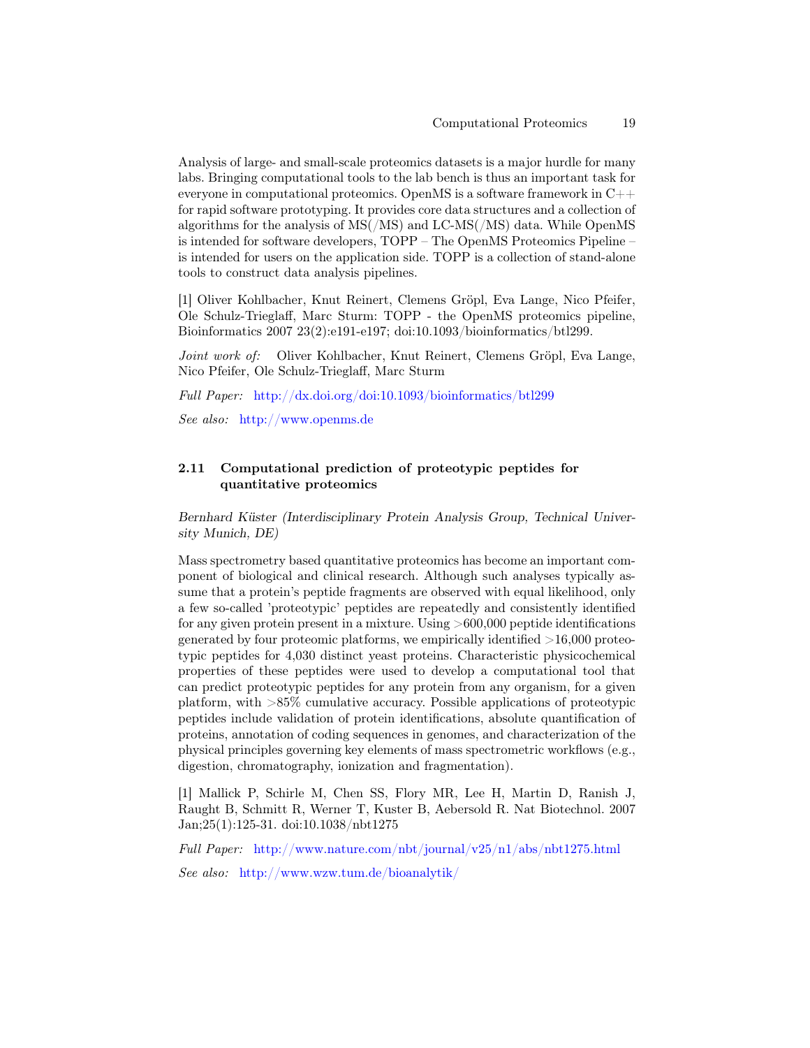Analysis of large- and small-scale proteomics datasets is a major hurdle for many labs. Bringing computational tools to the lab bench is thus an important task for everyone in computational proteomics. OpenMS is a software framework in C++ for rapid software prototyping. It provides core data structures and a collection of algorithms for the analysis of MS(/MS) and LC-MS(/MS) data. While OpenMS is intended for software developers, TOPP – The OpenMS Proteomics Pipeline – is intended for users on the application side. TOPP is a collection of stand-alone tools to construct data analysis pipelines.

[1] Oliver Kohlbacher, Knut Reinert, Clemens Gröpl, Eva Lange, Nico Pfeifer, Ole Schulz-Trieglaff, Marc Sturm: TOPP - the OpenMS proteomics pipeline, Bioinformatics 2007 23(2):e191-e197; doi:10.1093/bioinformatics/btl299.

*Joint work of:* Oliver Kohlbacher, Knut Reinert, Clemens Gröpl, Eva Lange, Nico Pfeifer, Ole Schulz-Trieglaff, Marc Sturm

*Full Paper:* http://dx.doi.org/doi:10.1093/bioinformatics/btl299

*See also:* http://www.openms.de

## 2.11 Computational prediction of proteotypic peptides for quantitative proteomics

*Bernhard Küster (Interdisciplinary Protein Analysis Group, Technical University Munich, DE)*

Mass spectrometry based quantitative proteomics has become an important component of biological and clinical research. Although such analyses typically assume that a protein's peptide fragments are observed with equal likelihood, only a few so-called 'proteotypic' peptides are repeatedly and consistently identified for any given protein present in a mixture. Using >600,000 peptide identifications generated by four proteomic platforms, we empirically identified >16,000 proteotypic peptides for 4,030 distinct yeast proteins. Characteristic physicochemical properties of these peptides were used to develop a computational tool that can predict proteotypic peptides for any protein from any organism, for a given platform, with >85% cumulative accuracy. Possible applications of proteotypic peptides include validation of protein identifications, absolute quantification of proteins, annotation of coding sequences in genomes, and characterization of the physical principles governing key elements of mass spectrometric workflows (e.g., digestion, chromatography, ionization and fragmentation).

[1] Mallick P, Schirle M, Chen SS, Flory MR, Lee H, Martin D, Ranish J, Raught B, Schmitt R, Werner T, Kuster B, Aebersold R. Nat Biotechnol. 2007 Jan;25(1):125-31. doi:10.1038/nbt1275

*Full Paper:* http://www.nature.com/nbt/journal/v25/n1/abs/nbt1275.html

*See also:* http://www.wzw.tum.de/bioanalytik/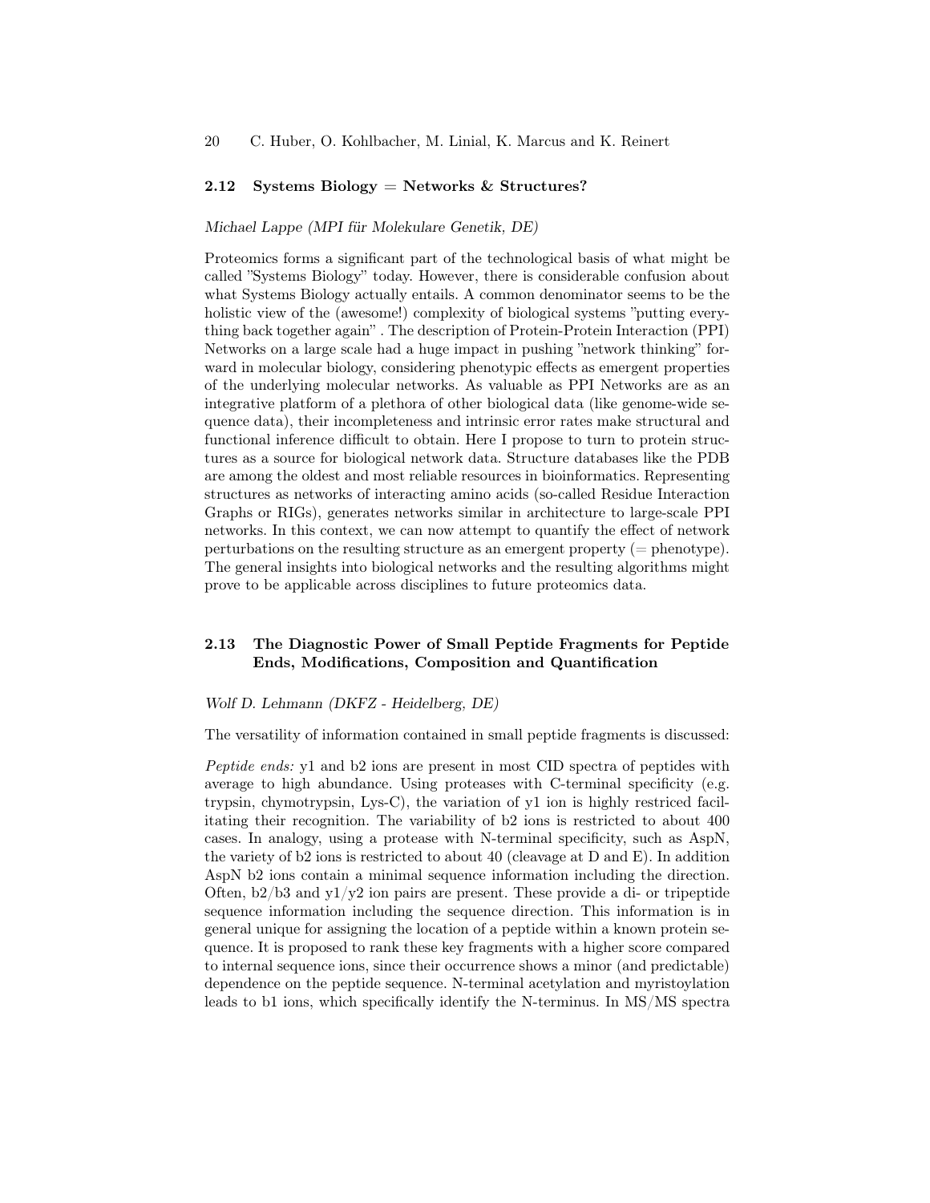## 2.12 Systems Biology = Networks & Structures?

*Michael Lappe (MPI für Molekulare Genetik, DE)*

Proteomics forms a significant part of the technological basis of what might be called "Systems Biology" today. However, there is considerable confusion about what Systems Biology actually entails. A common denominator seems to be the holistic view of the (awesome!) complexity of biological systems "putting everything back together again" . The description of Protein-Protein Interaction (PPI) Networks on a large scale had a huge impact in pushing "network thinking" forward in molecular biology, considering phenotypic effects as emergent properties of the underlying molecular networks. As valuable as PPI Networks are as an integrative platform of a plethora of other biological data (like genome-wide sequence data), their incompleteness and intrinsic error rates make structural and functional inference difficult to obtain. Here I propose to turn to protein structures as a source for biological network data. Structure databases like the PDB are among the oldest and most reliable resources in bioinformatics. Representing structures as networks of interacting amino acids (so-called Residue Interaction Graphs or RIGs), generates networks similar in architecture to large-scale PPI networks. In this context, we can now attempt to quantify the effect of network perturbations on the resulting structure as an emergent property (= phenotype). The general insights into biological networks and the resulting algorithms might prove to be applicable across disciplines to future proteomics data.

## 2.13 The Diagnostic Power of Small Peptide Fragments for Peptide Ends, Modifications, Composition and Quantification

*Wolf D. Lehmann (DKFZ - Heidelberg, DE)*

The versatility of information contained in small peptide fragments is discussed:

*Peptide ends:* y1 and b2 ions are present in most CID spectra of peptides with average to high abundance. Using proteases with C-terminal specificity (e.g. trypsin, chymotrypsin, Lys-C), the variation of y1 ion is highly restriced facilitating their recognition. The variability of b2 ions is restricted to about 400 cases. In analogy, using a protease with N-terminal specificity, such as AspN, the variety of b2 ions is restricted to about 40 (cleavage at D and E). In addition AspN b2 ions contain a minimal sequence information including the direction. Often, b2/b3 and y1/y2 ion pairs are present. These provide a di- or tripeptide sequence information including the sequence direction. This information is in general unique for assigning the location of a peptide within a known protein sequence. It is proposed to rank these key fragments with a higher score compared to internal sequence ions, since their occurrence shows a minor (and predictable) dependence on the peptide sequence. N-terminal acetylation and myristoylation leads to b1 ions, which specifically identify the N-terminus. In MS/MS spectra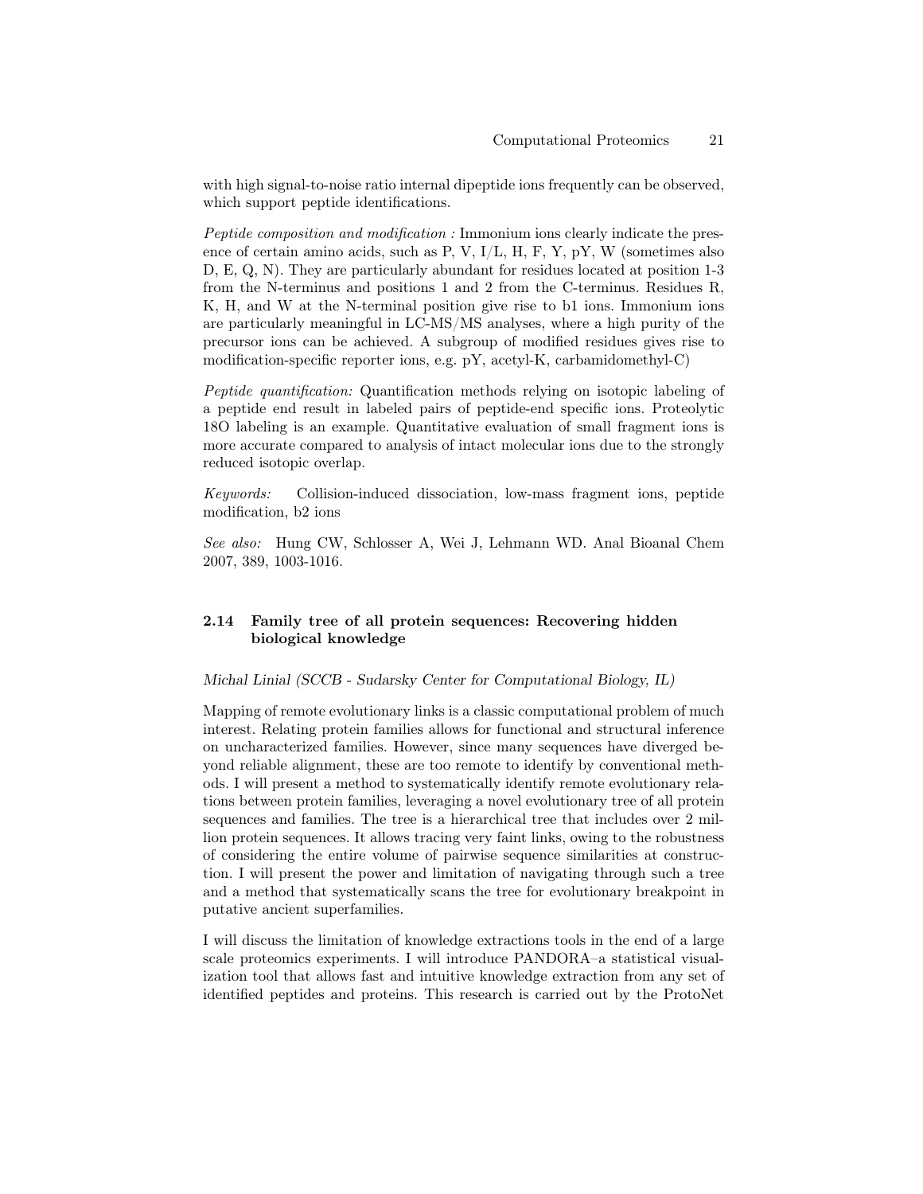with high signal-to-noise ratio internal dipeptide ions frequently can be observed, which support peptide identifications.

*Peptide composition and modification :* Immonium ions clearly indicate the presence of certain amino acids, such as P, V, I/L, H, F, Y, pY, W (sometimes also D, E, Q, N). They are particularly abundant for residues located at position 1-3 from the N-terminus and positions 1 and 2 from the C-terminus. Residues R, K, H, and W at the N-terminal position give rise to b1 ions. Immonium ions are particularly meaningful in LC-MS/MS analyses, where a high purity of the precursor ions can be achieved. A subgroup of modified residues gives rise to modification-specific reporter ions, e.g. pY, acetyl-K, carbamidomethyl-C)

*Peptide quantification:* Quantification methods relying on isotopic labeling of a peptide end result in labeled pairs of peptide-end specific ions. Proteolytic 18O labeling is an example. Quantitative evaluation of small fragment ions is more accurate compared to analysis of intact molecular ions due to the strongly reduced isotopic overlap.

*Keywords:* Collision-induced dissociation, low-mass fragment ions, peptide modification, b2 ions

*See also:* Hung CW, Schlosser A, Wei J, Lehmann WD. Anal Bioanal Chem 2007, 389, 1003-1016.

### 2.14 Family tree of all protein sequences: Recovering hidden biological knowledge

*Michal Linial (SCCB - Sudarsky Center for Computational Biology, IL)*

Mapping of remote evolutionary links is a classic computational problem of much interest. Relating protein families allows for functional and structural inference on uncharacterized families. However, since many sequences have diverged beyond reliable alignment, these are too remote to identify by conventional methods. I will present a method to systematically identify remote evolutionary relations between protein families, leveraging a novel evolutionary tree of all protein sequences and families. The tree is a hierarchical tree that includes over 2 million protein sequences. It allows tracing very faint links, owing to the robustness of considering the entire volume of pairwise sequence similarities at construction. I will present the power and limitation of navigating through such a tree and a method that systematically scans the tree for evolutionary breakpoint in putative ancient superfamilies.

I will discuss the limitation of knowledge extractions tools in the end of a large scale proteomics experiments. I will introduce PANDORA–a statistical visualization tool that allows fast and intuitive knowledge extraction from any set of identified peptides and proteins. This research is carried out by the ProtoNet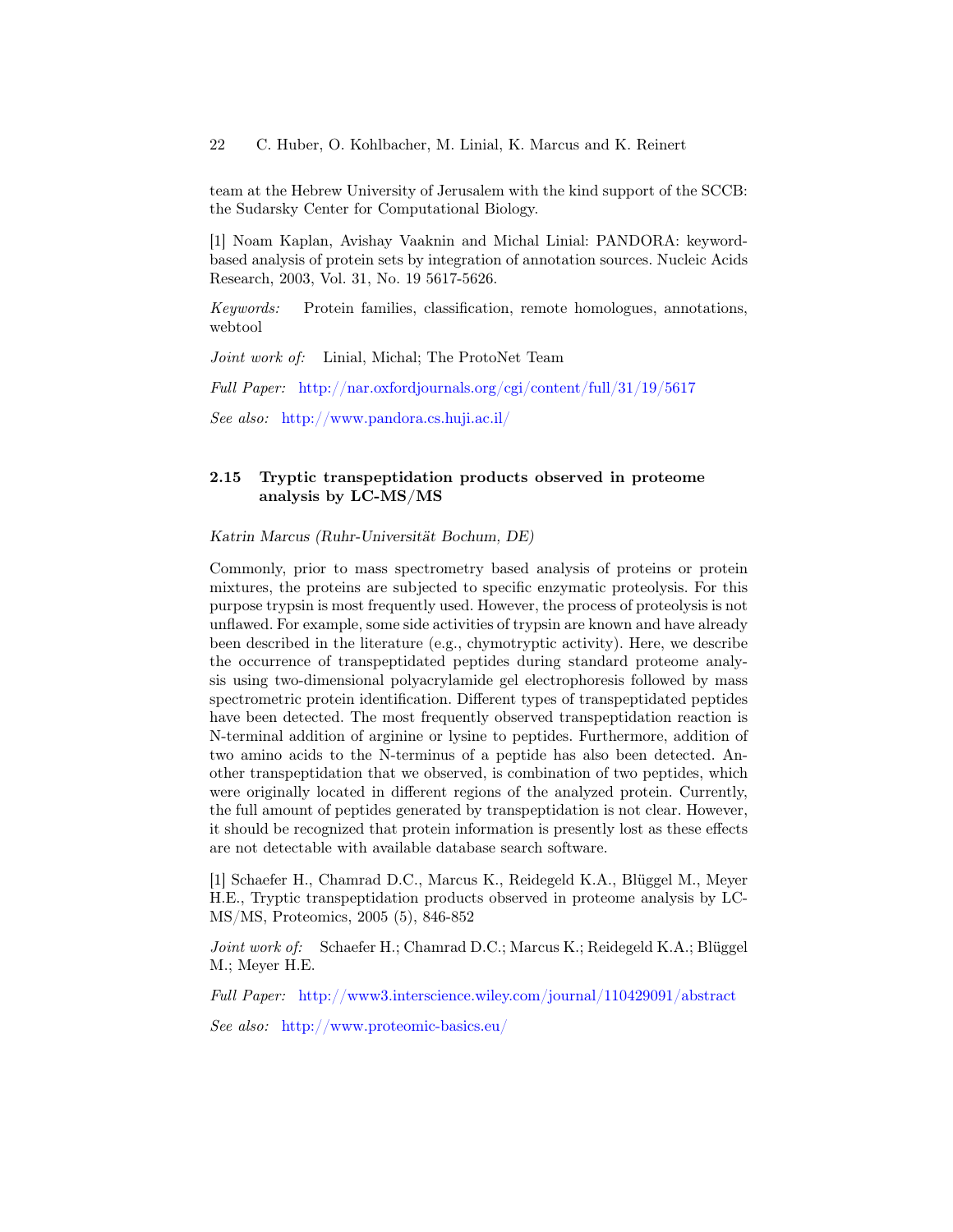team at the Hebrew University of Jerusalem with the kind support of the SCCB: the Sudarsky Center for Computational Biology.

[1] Noam Kaplan, Avishay Vaaknin and Michal Linial: PANDORA: keyword-based analysis of protein sets by integration of annotation sources. Nucleic Acids Research, 2003, Vol. 31, No. 19 5617-5626.

*Keywords:* Protein families, classification, remote homologues, annotations, webtool

*Joint work of:* Linial, Michal; The ProtoNet Team

*Full Paper:* http://nar.oxfordjournals.org/cgi/content/full/31/19/5617

*See also:* http://www.pandora.cs.huji.ac.il/

### 2.15 Tryptic transpeptidation products observed in proteome analysis by LC-MS/MS

*Katrin Marcus (Ruhr-Universität Bochum, DE)*

Commonly, prior to mass spectrometry based analysis of proteins or protein mixtures, the proteins are subjected to specific enzymatic proteolysis. For this purpose trypsin is most frequently used. However, the process of proteolysis is not unflawed. For example, some side activities of trypsin are known and have already been described in the literature (e.g., chymotryptic activity). Here, we describe the occurrence of transpeptidated peptides during standard proteome analysis using two-dimensional polyacrylamide gel electrophoresis followed by mass spectrometric protein identification. Different types of transpeptidated peptides have been detected. The most frequently observed transpeptidation reaction is N-terminal addition of arginine or lysine to peptides. Furthermore, addition of two amino acids to the N-terminus of a peptide has also been detected. Another transpeptidation that we observed, is combination of two peptides, which were originally located in different regions of the analyzed protein. Currently, the full amount of peptides generated by transpeptidation is not clear. However, it should be recognized that protein information is presently lost as these effects are not detectable with available database search software.

[1] Schaefer H., Chamrad D.C., Marcus K., Reidegeld K.A., Blüggel M., Meyer H.E., Tryptic transpeptidation products observed in proteome analysis by LC-MS/MS, Proteomics, 2005 (5), 846-852

*Joint work of:* Schaefer H.; Chamrad D.C.; Marcus K.; Reidegeld K.A.; Blüggel M.; Meyer H.E.

*Full Paper:* http://www3.interscience.wiley.com/journal/110429091/abstract

*See also:* http://www.proteomic-basics.eu/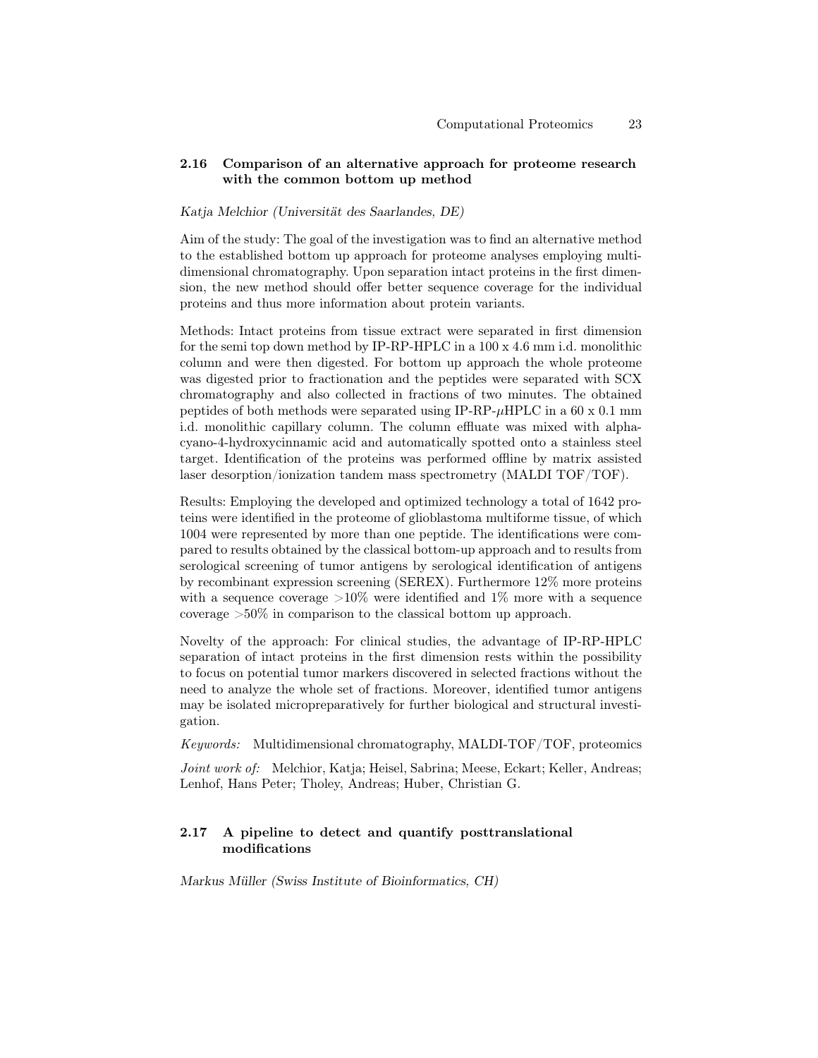## 2.16 Comparison of an alternative approach for proteome research with the common bottom up method

*Katja Melchior (Universität des Saarlandes, DE)*

Aim of the study: The goal of the investigation was to find an alternative method to the established bottom up approach for proteome analyses employing multidimensional chromatography. Upon separation intact proteins in the first dimension, the new method should offer better sequence coverage for the individual proteins and thus more information about protein variants.

Methods: Intact proteins from tissue extract were separated in first dimension for the semi top down method by IP-RP-HPLC in a 100 x 4.6 mm i.d. monolithic column and were then digested. For bottom up approach the whole proteome was digested prior to fractionation and the peptides were separated with SCX chromatography and also collected in fractions of two minutes. The obtained peptides of both methods were separated using IP-RP-$\mu$HPLC in a 60 x 0.1 mm i.d. monolithic capillary column. The column effluate was mixed with alpha-cyano-4-hydroxycinnamic acid and automatically spotted onto a stainless steel target. Identification of the proteins was performed offline by matrix assisted laser desorption/ionization tandem mass spectrometry (MALDI TOF/TOF).

Results: Employing the developed and optimized technology a total of 1642 proteins were identified in the proteome of glioblastoma multiforme tissue, of which 1004 were represented by more than one peptide. The identifications were compared to results obtained by the classical bottom-up approach and to results from serological screening of tumor antigens by serological identification of antigens by recombinant expression screening (SEREX). Furthermore 12% more proteins with a sequence coverage >10% were identified and 1% more with a sequence coverage >50% in comparison to the classical bottom up approach.

Novelty of the approach: For clinical studies, the advantage of IP-RP-HPLC separation of intact proteins in the first dimension rests within the possibility to focus on potential tumor markers discovered in selected fractions without the need to analyze the whole set of fractions. Moreover, identified tumor antigens may be isolated micropreparatively for further biological and structural investigation.

*Keywords:* Multidimensional chromatography, MALDI-TOF/TOF, proteomics

*Joint work of:* Melchior, Katja; Heisel, Sabrina; Meese, Eckart; Keller, Andreas; Lenhof, Hans Peter; Tholey, Andreas; Huber, Christian G.

## 2.17 A pipeline to detect and quantify posttranslational modifications

*Markus Müller (Swiss Institute of Bioinformatics, CH)*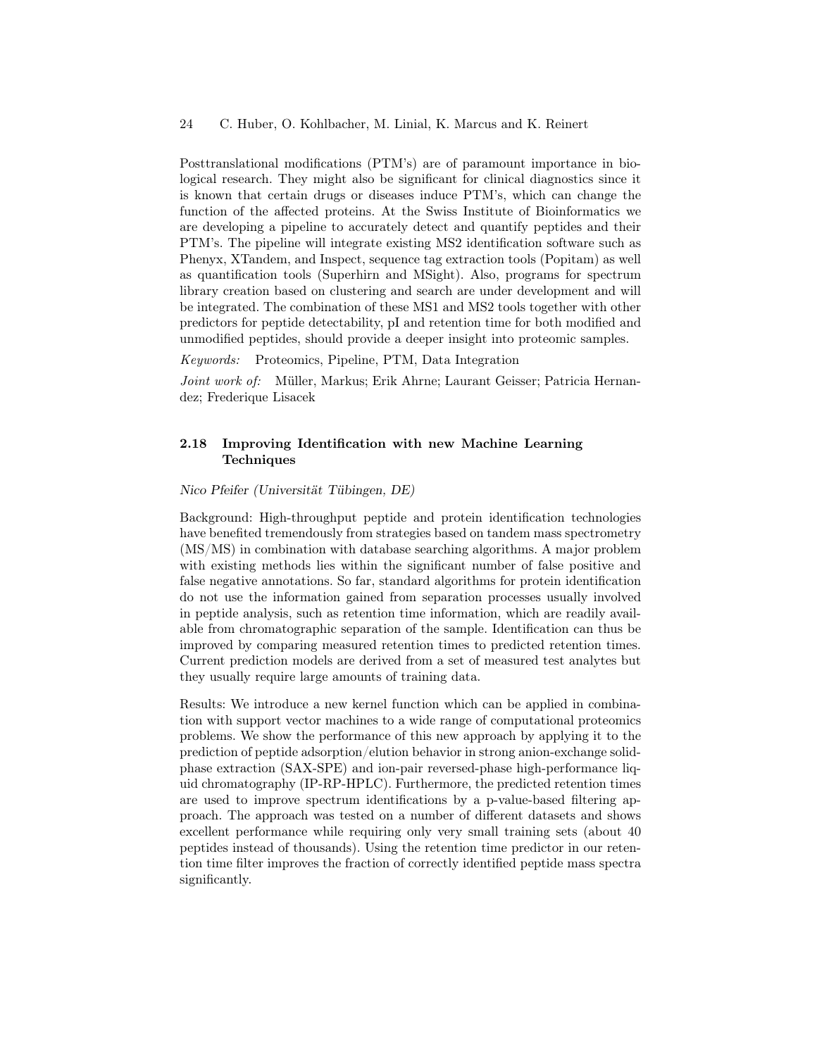Posttranslational modifications (PTM's) are of paramount importance in biological research. They might also be significant for clinical diagnostics since it is known that certain drugs or diseases induce PTM's, which can change the function of the affected proteins. At the Swiss Institute of Bioinformatics we are developing a pipeline to accurately detect and quantify peptides and their PTM's. The pipeline will integrate existing MS2 identification software such as Phenyx, XTandem, and Inspect, sequence tag extraction tools (Popitam) as well as quantification tools (Superhirn and MSight). Also, programs for spectrum library creation based on clustering and search are under development and will be integrated. The combination of these MS1 and MS2 tools together with other predictors for peptide detectability, pI and retention time for both modified and unmodified peptides, should provide a deeper insight into proteomic samples.

*Keywords:* Proteomics, Pipeline, PTM, Data Integration

*Joint work of:* Müller, Markus; Erik Ahrne; Laurant Geisser; Patricia Hernandez; Frederique Lisacek

### 2.18 Improving Identification with new Machine Learning Techniques

*Nico Pfeifer (Universität Tübingen, DE)*

Background: High-throughput peptide and protein identification technologies have benefited tremendously from strategies based on tandem mass spectrometry (MS/MS) in combination with database searching algorithms. A major problem with existing methods lies within the significant number of false positive and false negative annotations. So far, standard algorithms for protein identification do not use the information gained from separation processes usually involved in peptide analysis, such as retention time information, which are readily available from chromatographic separation of the sample. Identification can thus be improved by comparing measured retention times to predicted retention times. Current prediction models are derived from a set of measured test analytes but they usually require large amounts of training data.

Results: We introduce a new kernel function which can be applied in combination with support vector machines to a wide range of computational proteomics problems. We show the performance of this new approach by applying it to the prediction of peptide adsorption/elution behavior in strong anion-exchange solid-phase extraction (SAX-SPE) and ion-pair reversed-phase high-performance liquid chromatography (IP-RP-HPLC). Furthermore, the predicted retention times are used to improve spectrum identifications by a p-value-based filtering approach. The approach was tested on a number of different datasets and shows excellent performance while requiring only very small training sets (about 40 peptides instead of thousands). Using the retention time predictor in our retention time filter improves the fraction of correctly identified peptide mass spectra significantly.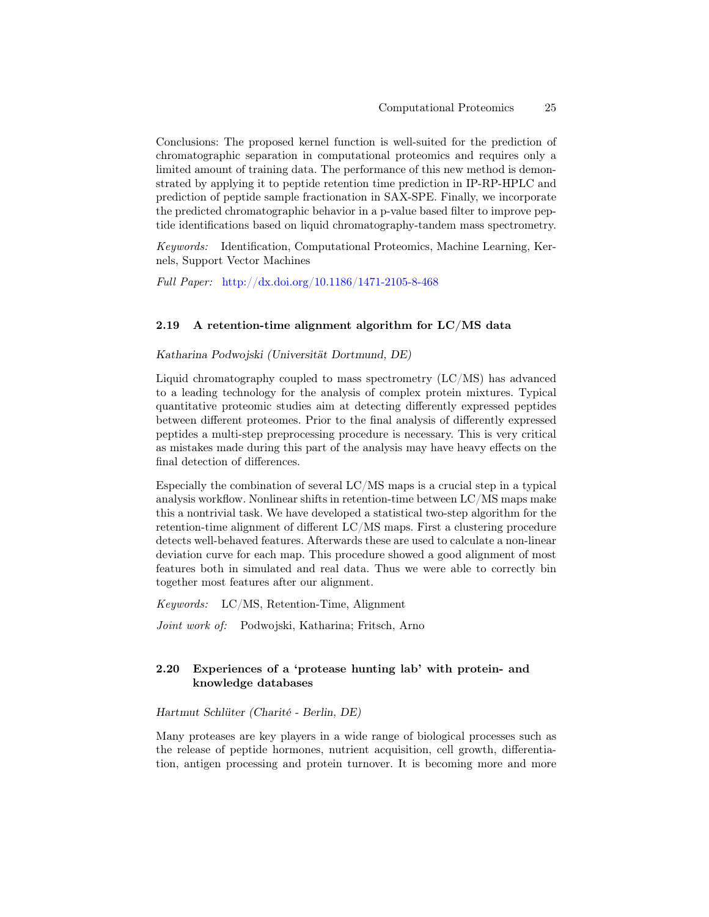Conclusions: The proposed kernel function is well-suited for the prediction of chromatographic separation in computational proteomics and requires only a limited amount of training data. The performance of this new method is demonstrated by applying it to peptide retention time prediction in IP-RP-HPLC and prediction of peptide sample fractionation in SAX-SPE. Finally, we incorporate the predicted chromatographic behavior in a p-value based filter to improve peptide identifications based on liquid chromatography-tandem mass spectrometry.

*Keywords:* Identification, Computational Proteomics, Machine Learning, Kernels, Support Vector Machines

*Full Paper:* http://dx.doi.org/10.1186/1471-2105-8-468

### 2.19 A retention-time alignment algorithm for LC/MS data

*Katharina Podwojski (Universität Dortmund, DE)*

Liquid chromatography coupled to mass spectrometry (LC/MS) has advanced to a leading technology for the analysis of complex protein mixtures. Typical quantitative proteomic studies aim at detecting differently expressed peptides between different proteomes. Prior to the final analysis of differently expressed peptides a multi-step preprocessing procedure is necessary. This is very critical as mistakes made during this part of the analysis may have heavy effects on the final detection of differences.

Especially the combination of several LC/MS maps is a crucial step in a typical analysis workflow. Nonlinear shifts in retention-time between LC/MS maps make this a nontrivial task. We have developed a statistical two-step algorithm for the retention-time alignment of different LC/MS maps. First a clustering procedure detects well-behaved features. Afterwards these are used to calculate a non-linear deviation curve for each map. This procedure showed a good alignment of most features both in simulated and real data. Thus we were able to correctly bin together most features after our alignment.

*Keywords:* LC/MS, Retention-Time, Alignment

*Joint work of:* Podwojski, Katharina; Fritsch, Arno

### 2.20 Experiences of a 'protease hunting lab' with protein- and knowledge databases

*Hartmut Schlüter (Charité - Berlin, DE)*

Many proteases are key players in a wide range of biological processes such as the release of peptide hormones, nutrient acquisition, cell growth, differentiation, antigen processing and protein turnover. It is becoming more and more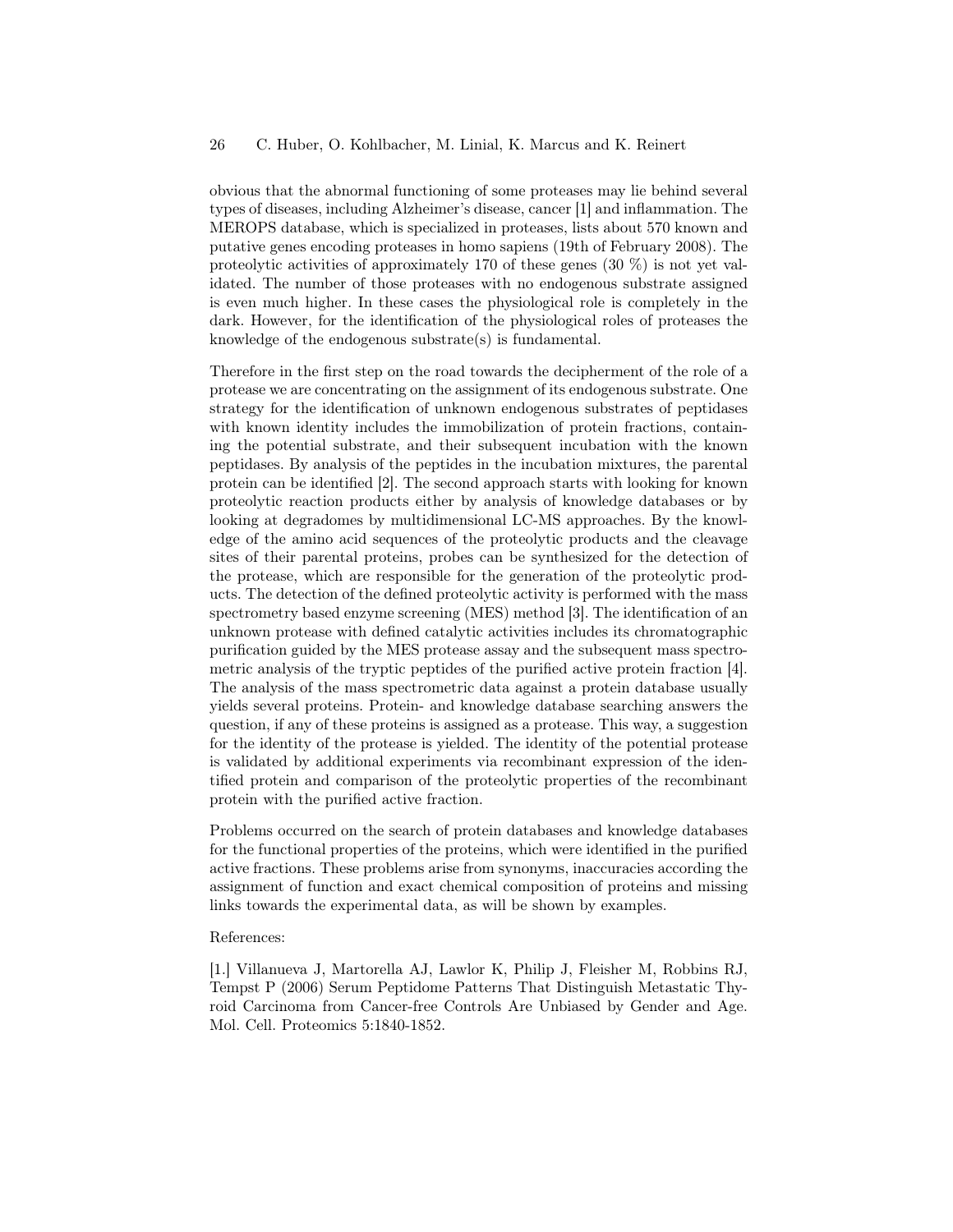obvious that the abnormal functioning of some proteases may lie behind several types of diseases, including Alzheimer's disease, cancer [1] and inflammation. The MEROPS database, which is specialized in proteases, lists about 570 known and putative genes encoding proteases in homo sapiens (19th of February 2008). The proteolytic activities of approximately 170 of these genes (30 %) is not yet validated. The number of those proteases with no endogenous substrate assigned is even much higher. In these cases the physiological role is completely in the dark. However, for the identification of the physiological roles of proteases the knowledge of the endogenous substrate(s) is fundamental.

Therefore in the first step on the road towards the decipherment of the role of a protease we are concentrating on the assignment of its endogenous substrate. One strategy for the identification of unknown endogenous substrates of peptidases with known identity includes the immobilization of protein fractions, containing the potential substrate, and their subsequent incubation with the known peptidases. By analysis of the peptides in the incubation mixtures, the parental protein can be identified [2]. The second approach starts with looking for known proteolytic reaction products either by analysis of knowledge databases or by looking at degradomes by multidimensional LC-MS approaches. By the knowledge of the amino acid sequences of the proteolytic products and the cleavage sites of their parental proteins, probes can be synthesized for the detection of the protease, which are responsible for the generation of the proteolytic products. The detection of the defined proteolytic activity is performed with the mass spectrometry based enzyme screening (MES) method [3]. The identification of an unknown protease with defined catalytic activities includes its chromatographic purification guided by the MES protease assay and the subsequent mass spectrometric analysis of the tryptic peptides of the purified active protein fraction [4]. The analysis of the mass spectrometric data against a protein database usually yields several proteins. Protein- and knowledge database searching answers the question, if any of these proteins is assigned as a protease. This way, a suggestion for the identity of the protease is yielded. The identity of the potential protease is validated by additional experiments via recombinant expression of the identified protein and comparison of the proteolytic properties of the recombinant protein with the purified active fraction.

Problems occurred on the search of protein databases and knowledge databases for the functional properties of the proteins, which were identified in the purified active fractions. These problems arise from synonyms, inaccuracies according the assignment of function and exact chemical composition of proteins and missing links towards the experimental data, as will be shown by examples.

References:

[1.] Villanueva J, Martorella AJ, Lawlor K, Philip J, Fleisher M, Robbins RJ, Tempst P (2006) Serum Peptidome Patterns That Distinguish Metastatic Thyroid Carcinoma from Cancer-free Controls Are Unbiased by Gender and Age. Mol. Cell. Proteomics 5:1840-1852.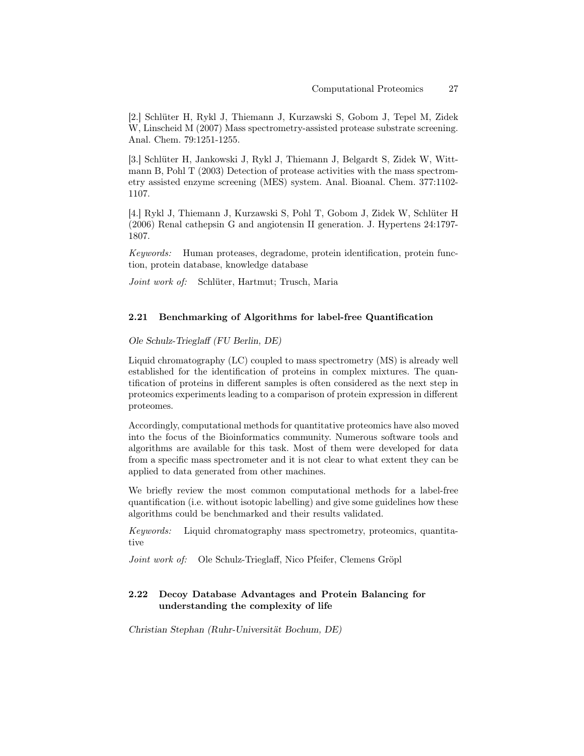[2.] Schlüter H, Rykl J, Thiemann J, Kurzawski S, Gobom J, Tepel M, Zidek W, Linscheid M (2007) Mass spectrometry-assisted protease substrate screening. Anal. Chem. 79:1251-1255.

[3.] Schlüter H, Jankowski J, Rykl J, Thiemann J, Belgardt S, Zidek W, Wittmann B, Pohl T (2003) Detection of protease activities with the mass spectrometry assisted enzyme screening (MES) system. Anal. Bioanal. Chem. 377:1102-1107.

[4.] Rykl J, Thiemann J, Kurzawski S, Pohl T, Gobom J, Zidek W, Schlüter H (2006) Renal cathepsin G and angiotensin II generation. J. Hypertens 24:1797-1807.

*Keywords:* Human proteases, degradome, protein identification, protein function, protein database, knowledge database

*Joint work of:* Schlüter, Hartmut; Trusch, Maria

### 2.21 Benchmarking of Algorithms for label-free Quantification

*Ole Schulz-Trieglaff (FU Berlin, DE)*

Liquid chromatography (LC) coupled to mass spectrometry (MS) is already well established for the identification of proteins in complex mixtures. The quantification of proteins in different samples is often considered as the next step in proteomics experiments leading to a comparison of protein expression in different proteomes.

Accordingly, computational methods for quantitative proteomics have also moved into the focus of the Bioinformatics community. Numerous software tools and algorithms are available for this task. Most of them were developed for data from a specific mass spectrometer and it is not clear to what extent they can be applied to data generated from other machines.

We briefly review the most common computational methods for a label-free quantification (i.e. without isotopic labelling) and give some guidelines how these algorithms could be benchmarked and their results validated.

*Keywords:* Liquid chromatography mass spectrometry, proteomics, quantitative

*Joint work of:* Ole Schulz-Trieglaff, Nico Pfeifer, Clemens Gröpl

### 2.22 Decoy Database Advantages and Protein Balancing for understanding the complexity of life

*Christian Stephan (Ruhr-Universität Bochum, DE)*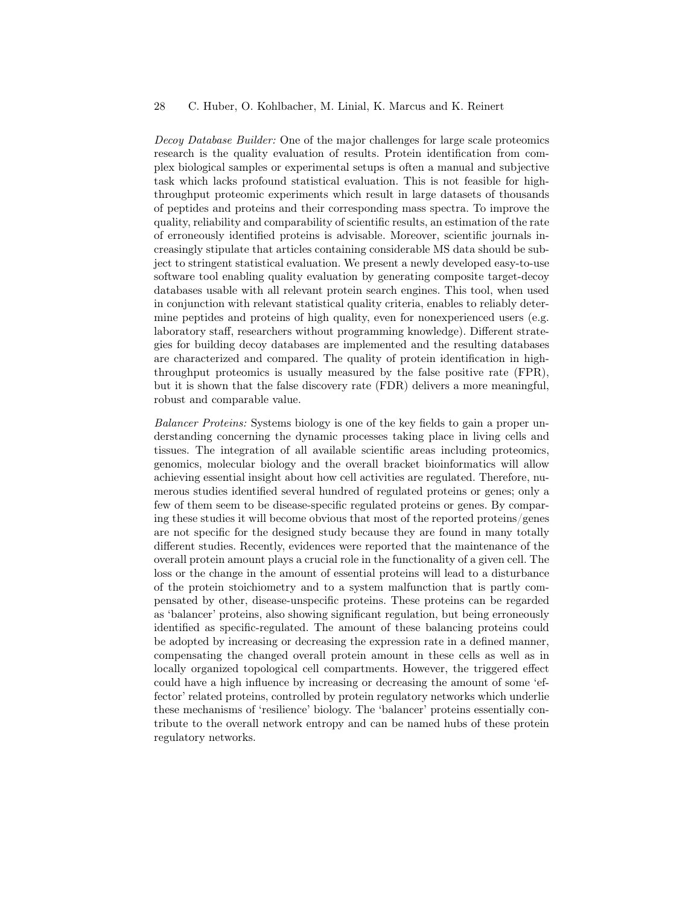*Decoy Database Builder:* One of the major challenges for large scale proteomics research is the quality evaluation of results. Protein identification from complex biological samples or experimental setups is often a manual and subjective task which lacks profound statistical evaluation. This is not feasible for high-throughput proteomic experiments which result in large datasets of thousands of peptides and proteins and their corresponding mass spectra. To improve the quality, reliability and comparability of scientific results, an estimation of the rate of erroneously identified proteins is advisable. Moreover, scientific journals increasingly stipulate that articles containing considerable MS data should be subject to stringent statistical evaluation. We present a newly developed easy-to-use software tool enabling quality evaluation by generating composite target-decoy databases usable with all relevant protein search engines. This tool, when used in conjunction with relevant statistical quality criteria, enables to reliably determine peptides and proteins of high quality, even for nonexperienced users (e.g. laboratory staff, researchers without programming knowledge). Different strategies for building decoy databases are implemented and the resulting databases are characterized and compared. The quality of protein identification in high-throughput proteomics is usually measured by the false positive rate (FPR), but it is shown that the false discovery rate (FDR) delivers a more meaningful, robust and comparable value.

*Balancer Proteins:* Systems biology is one of the key fields to gain a proper understanding concerning the dynamic processes taking place in living cells and tissues. The integration of all available scientific areas including proteomics, genomics, molecular biology and the overall bracket bioinformatics will allow achieving essential insight about how cell activities are regulated. Therefore, numerous studies identified several hundred of regulated proteins or genes; only a few of them seem to be disease-specific regulated proteins or genes. By comparing these studies it will become obvious that most of the reported proteins/genes are not specific for the designed study because they are found in many totally different studies. Recently, evidences were reported that the maintenance of the overall protein amount plays a crucial role in the functionality of a given cell. The loss or the change in the amount of essential proteins will lead to a disturbance of the protein stoichiometry and to a system malfunction that is partly compensated by other, disease-unspecific proteins. These proteins can be regarded as 'balancer' proteins, also showing significant regulation, but being erroneously identified as specific-regulated. The amount of these balancing proteins could be adopted by increasing or decreasing the expression rate in a defined manner, compensating the changed overall protein amount in these cells as well as in locally organized topological cell compartments. However, the triggered effect could have a high influence by increasing or decreasing the amount of some 'effector' related proteins, controlled by protein regulatory networks which underlie these mechanisms of 'resilience' biology. The 'balancer' proteins essentially contribute to the overall network entropy and can be named hubs of these protein regulatory networks.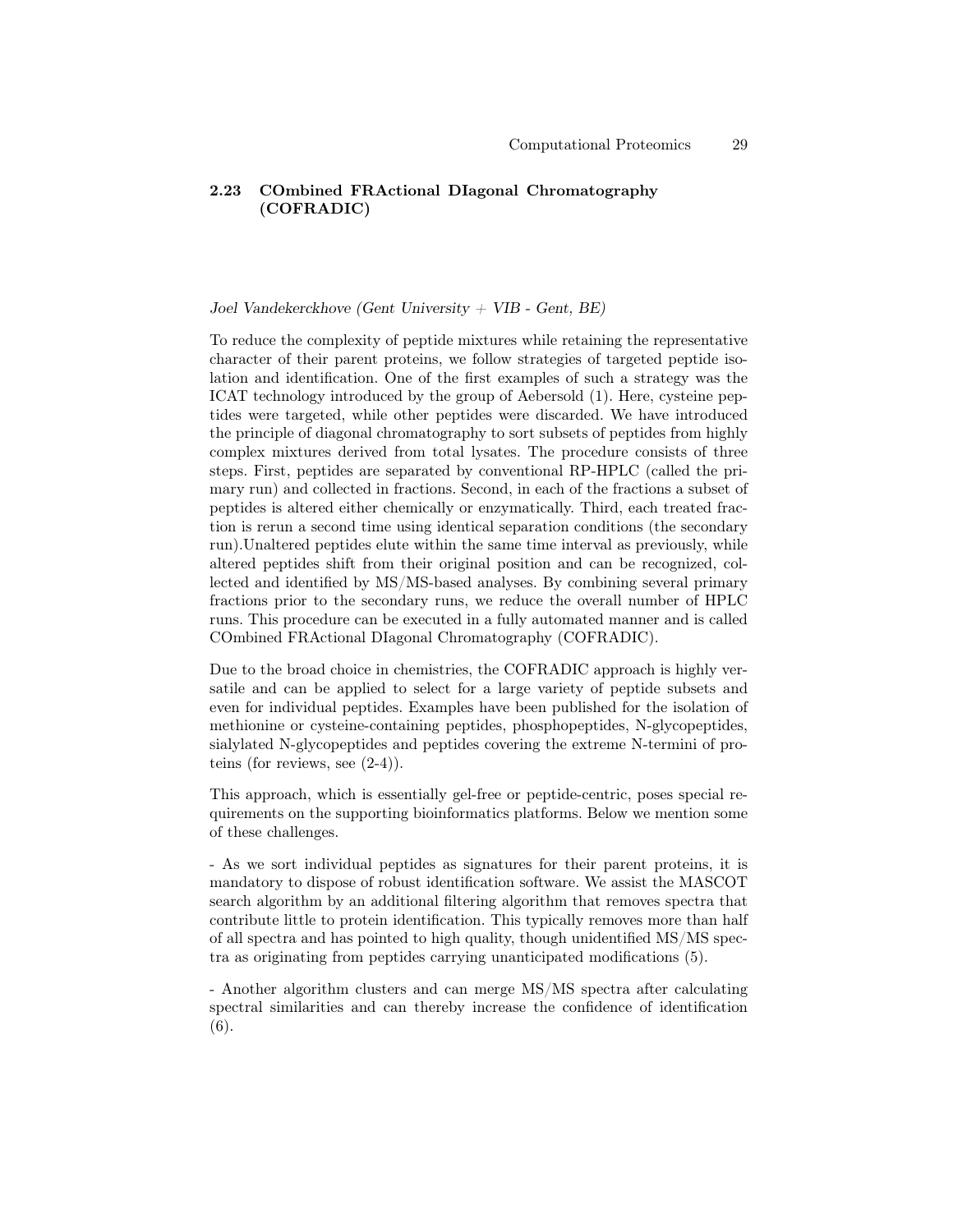## 2.23 COmbined FRActional DIagonal Chromatography (COFRADIC)

*Joel Vandekerckhove (Gent University + VIB - Gent, BE)*

To reduce the complexity of peptide mixtures while retaining the representative character of their parent proteins, we follow strategies of targeted peptide isolation and identification. One of the first examples of such a strategy was the ICAT technology introduced by the group of Aebersold (1). Here, cysteine peptides were targeted, while other peptides were discarded. We have introduced the principle of diagonal chromatography to sort subsets of peptides from highly complex mixtures derived from total lysates. The procedure consists of three steps. First, peptides are separated by conventional RP-HPLC (called the primary run) and collected in fractions. Second, in each of the fractions a subset of peptides is altered either chemically or enzymatically. Third, each treated fraction is rerun a second time using identical separation conditions (the secondary run).Unaltered peptides elute within the same time interval as previously, while altered peptides shift from their original position and can be recognized, collected and identified by MS/MS-based analyses. By combining several primary fractions prior to the secondary runs, we reduce the overall number of HPLC runs. This procedure can be executed in a fully automated manner and is called COmbined FRActional DIagonal Chromatography (COFRADIC).

Due to the broad choice in chemistries, the COFRADIC approach is highly versatile and can be applied to select for a large variety of peptide subsets and even for individual peptides. Examples have been published for the isolation of methionine or cysteine-containing peptides, phosphopeptides, N-glycopeptides, sialylated N-glycopeptides and peptides covering the extreme N-termini of proteins (for reviews, see (2-4)).

This approach, which is essentially gel-free or peptide-centric, poses special requirements on the supporting bioinformatics platforms. Below we mention some of these challenges.

- As we sort individual peptides as signatures for their parent proteins, it is mandatory to dispose of robust identification software. We assist the MASCOT search algorithm by an additional filtering algorithm that removes spectra that contribute little to protein identification. This typically removes more than half of all spectra and has pointed to high quality, though unidentified MS/MS spectra as originating from peptides carrying unanticipated modifications (5).

- Another algorithm clusters and can merge MS/MS spectra after calculating spectral similarities and can thereby increase the confidence of identification (6).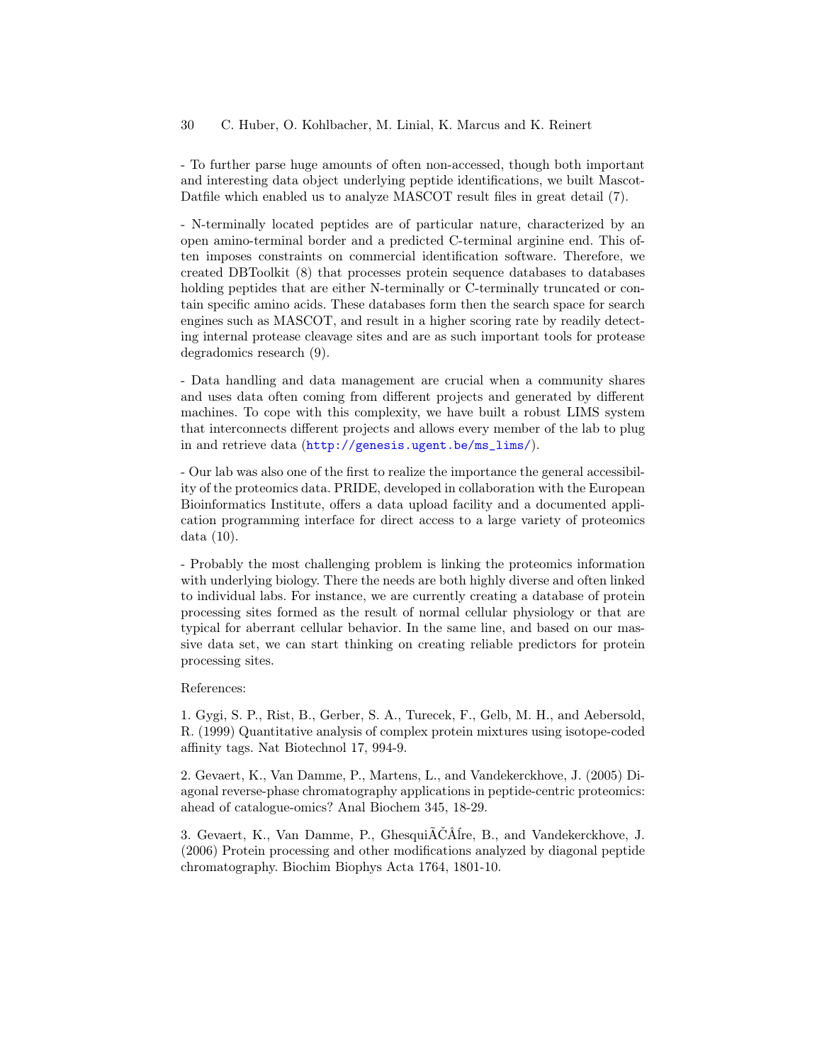- To further parse huge amounts of often non-accessed, though both important and interesting data object underlying peptide identifications, we built Mascot-Datfile which enabled us to analyze MASCOT result files in great detail (7).

- N-terminally located peptides are of particular nature, characterized by an open amino-terminal border and a predicted C-terminal arginine end. This often imposes constraints on commercial identification software. Therefore, we created DBToolkit (8) that processes protein sequence databases to databases holding peptides that are either N-terminally or C-terminally truncated or contain specific amino acids. These databases form then the search space for search engines such as MASCOT, and result in a higher scoring rate by readily detecting internal protease cleavage sites and are as such important tools for protease degradomics research (9).

- Data handling and data management are crucial when a community shares and uses data often coming from different projects and generated by different machines. To cope with this complexity, we have built a robust LIMS system that interconnects different projects and allows every member of the lab to plug in and retrieve data (http://genesis.ugent.be/ms_lims/).

- Our lab was also one of the first to realize the importance the general accessibility of the proteomics data. PRIDE, developed in collaboration with the European Bioinformatics Institute, offers a data upload facility and a documented application programming interface for direct access to a large variety of proteomics data (10).

- Probably the most challenging problem is linking the proteomics information with underlying biology. There the needs are both highly diverse and often linked to individual labs. For instance, we are currently creating a database of protein processing sites formed as the result of normal cellular physiology or that are typical for aberrant cellular behavior. In the same line, and based on our massive data set, we can start thinking on creating reliable predictors for protein processing sites.

References:

1. Gygi, S. P., Rist, B., Gerber, S. A., Turecek, F., Gelb, M. H., and Aebersold, R. (1999) Quantitative analysis of complex protein mixtures using isotope-coded affinity tags. Nat Biotechnol 17, 994-9.

2. Gevaert, K., Van Damme, P., Martens, L., and Vandekerckhove, J. (2005) Diagonal reverse-phase chromatography applications in peptide-centric proteomics: ahead of catalogue-omics? Anal Biochem 345, 18-29.

3. Gevaert, K., Van Damme, P., GhesquiÃČÂÍre, B., and Vandekerckhove, J. (2006) Protein processing and other modifications analyzed by diagonal peptide chromatography. Biochim Biophys Acta 1764, 1801-10.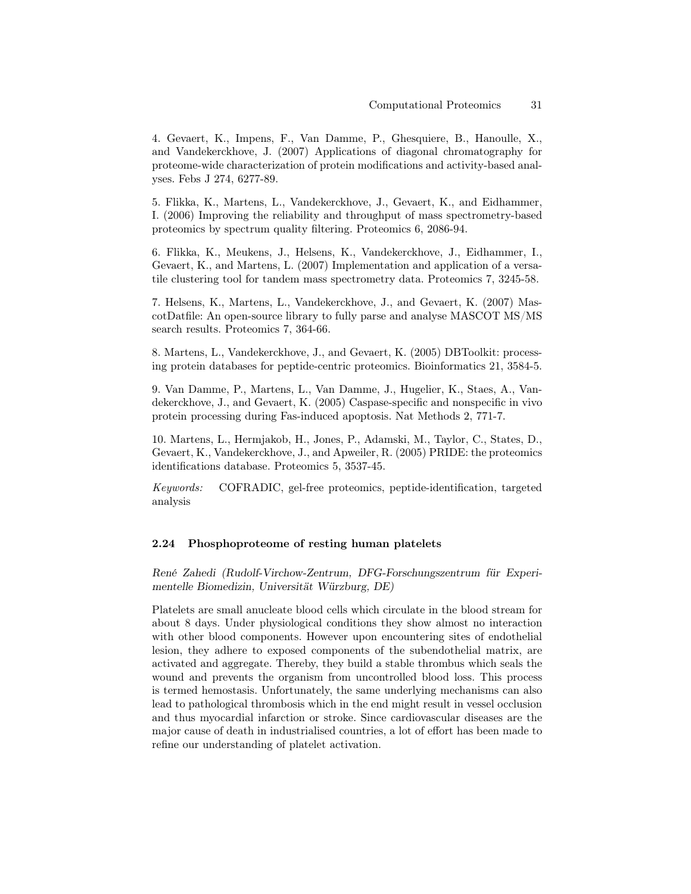4. Gevaert, K., Impens, F., Van Damme, P., Ghesquiere, B., Hanoulle, X., and Vandekerckhove, J. (2007) Applications of diagonal chromatography for proteome-wide characterization of protein modifications and activity-based analyses. Febs J 274, 6277-89.

5. Flikka, K., Martens, L., Vandekerckhove, J., Gevaert, K., and Eidhammer, I. (2006) Improving the reliability and throughput of mass spectrometry-based proteomics by spectrum quality filtering. Proteomics 6, 2086-94.

6. Flikka, K., Meukens, J., Helsens, K., Vandekerckhove, J., Eidhammer, I., Gevaert, K., and Martens, L. (2007) Implementation and application of a versatile clustering tool for tandem mass spectrometry data. Proteomics 7, 3245-58.

7. Helsens, K., Martens, L., Vandekerckhove, J., and Gevaert, K. (2007) MascotDatfile: An open-source library to fully parse and analyse MASCOT MS/MS search results. Proteomics 7, 364-66.

8. Martens, L., Vandekerckhove, J., and Gevaert, K. (2005) DBToolkit: processing protein databases for peptide-centric proteomics. Bioinformatics 21, 3584-5.

9. Van Damme, P., Martens, L., Van Damme, J., Hugelier, K., Staes, A., Vandekerckhove, J., and Gevaert, K. (2005) Caspase-specific and nonspecific in vivo protein processing during Fas-induced apoptosis. Nat Methods 2, 771-7.

10. Martens, L., Hermjakob, H., Jones, P., Adamski, M., Taylor, C., States, D., Gevaert, K., Vandekerckhove, J., and Apweiler, R. (2005) PRIDE: the proteomics identifications database. Proteomics 5, 3537-45.

*Keywords:* COFRADIC, gel-free proteomics, peptide-identification, targeted analysis

### 2.24 Phosphoproteome of resting human platelets

*René Zahedi (Rudolf-Virchow-Zentrum, DFG-Forschungszentrum für Experimentelle Biomedizin, Universität Würzburg, DE)*

Platelets are small anucleate blood cells which circulate in the blood stream for about 8 days. Under physiological conditions they show almost no interaction with other blood components. However upon encountering sites of endothelial lesion, they adhere to exposed components of the subendothelial matrix, are activated and aggregate. Thereby, they build a stable thrombus which seals the wound and prevents the organism from uncontrolled blood loss. This process is termed hemostasis. Unfortunately, the same underlying mechanisms can also lead to pathological thrombosis which in the end might result in vessel occlusion and thus myocardial infarction or stroke. Since cardiovascular diseases are the major cause of death in industrialised countries, a lot of effort has been made to refine our understanding of platelet activation.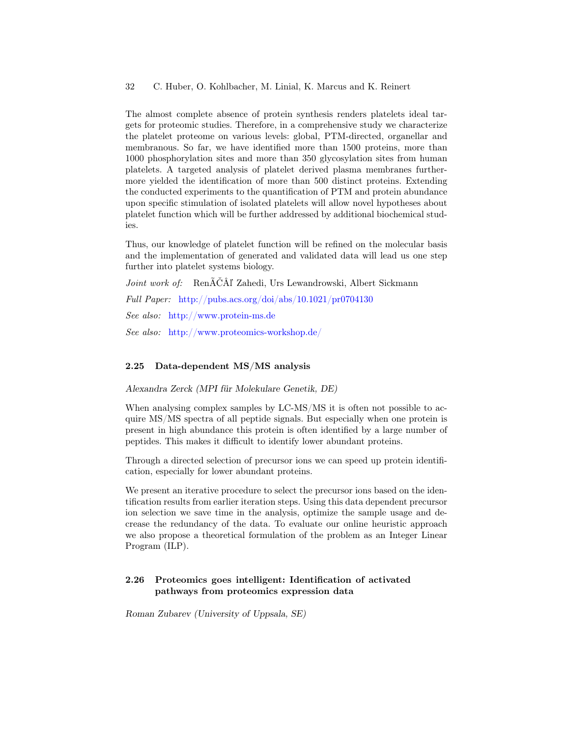The almost complete absence of protein synthesis renders platelets ideal targets for proteomic studies. Therefore, in a comprehensive study we characterize the platelet proteome on various levels: global, PTM-directed, organellar and membranous. So far, we have identified more than 1500 proteins, more than 1000 phosphorylation sites and more than 350 glycosylation sites from human platelets. A targeted analysis of platelet derived plasma membranes furthermore yielded the identification of more than 500 distinct proteins. Extending the conducted experiments to the quantification of PTM and protein abundance upon specific stimulation of isolated platelets will allow novel hypotheses about platelet function which will be further addressed by additional biochemical studies.

Thus, our knowledge of platelet function will be refined on the molecular basis and the implementation of generated and validated data will lead us one step further into platelet systems biology.

*Joint work of:* RenÃČÂľ Zahedi, Urs Lewandrowski, Albert Sickmann

*Full Paper:* http://pubs.acs.org/doi/abs/10.1021/pr0704130

*See also:* http://www.protein-ms.de

*See also:* http://www.proteomics-workshop.de/

### 2.25 Data-dependent MS/MS analysis

*Alexandra Zerck (MPI für Molekulare Genetik, DE)*

When analysing complex samples by LC-MS/MS it is often not possible to acquire MS/MS spectra of all peptide signals. But especially when one protein is present in high abundance this protein is often identified by a large number of peptides. This makes it difficult to identify lower abundant proteins.

Through a directed selection of precursor ions we can speed up protein identification, especially for lower abundant proteins.

We present an iterative procedure to select the precursor ions based on the identification results from earlier iteration steps. Using this data dependent precursor ion selection we save time in the analysis, optimize the sample usage and decrease the redundancy of the data. To evaluate our online heuristic approach we also propose a theoretical formulation of the problem as an Integer Linear Program (ILP).

### 2.26 Proteomics goes intelligent: Identification of activated pathways from proteomics expression data

*Roman Zubarev (University of Uppsala, SE)*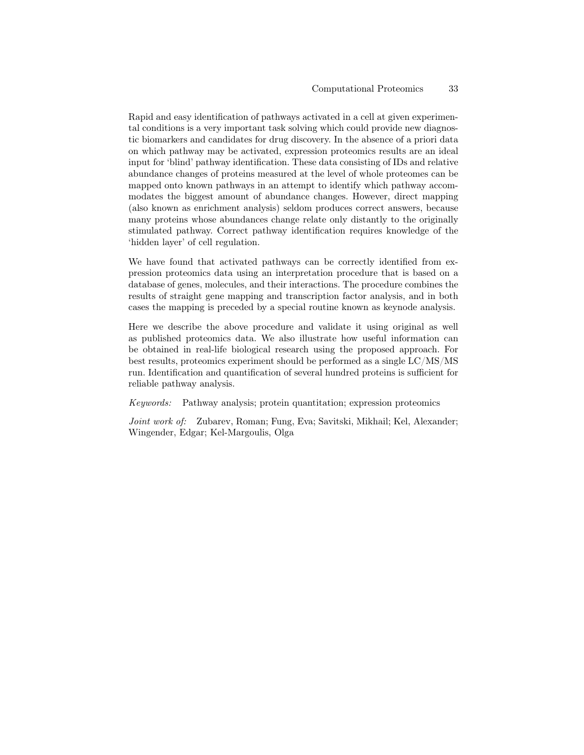Rapid and easy identification of pathways activated in a cell at given experimental conditions is a very important task solving which could provide new diagnostic biomarkers and candidates for drug discovery. In the absence of a priori data on which pathway may be activated, expression proteomics results are an ideal input for 'blind' pathway identification. These data consisting of IDs and relative abundance changes of proteins measured at the level of whole proteomes can be mapped onto known pathways in an attempt to identify which pathway accommodates the biggest amount of abundance changes. However, direct mapping (also known as enrichment analysis) seldom produces correct answers, because many proteins whose abundances change relate only distantly to the originally stimulated pathway. Correct pathway identification requires knowledge of the 'hidden layer' of cell regulation.

We have found that activated pathways can be correctly identified from expression proteomics data using an interpretation procedure that is based on a database of genes, molecules, and their interactions. The procedure combines the results of straight gene mapping and transcription factor analysis, and in both cases the mapping is preceded by a special routine known as keynode analysis.

Here we describe the above procedure and validate it using original as well as published proteomics data. We also illustrate how useful information can be obtained in real-life biological research using the proposed approach. For best results, proteomics experiment should be performed as a single LC/MS/MS run. Identification and quantification of several hundred proteins is sufficient for reliable pathway analysis.

*Keywords:* Pathway analysis; protein quantitation; expression proteomics

*Joint work of:* Zubarev, Roman; Fung, Eva; Savitski, Mikhail; Kel, Alexander; Wingender, Edgar; Kel-Margoulis, Olga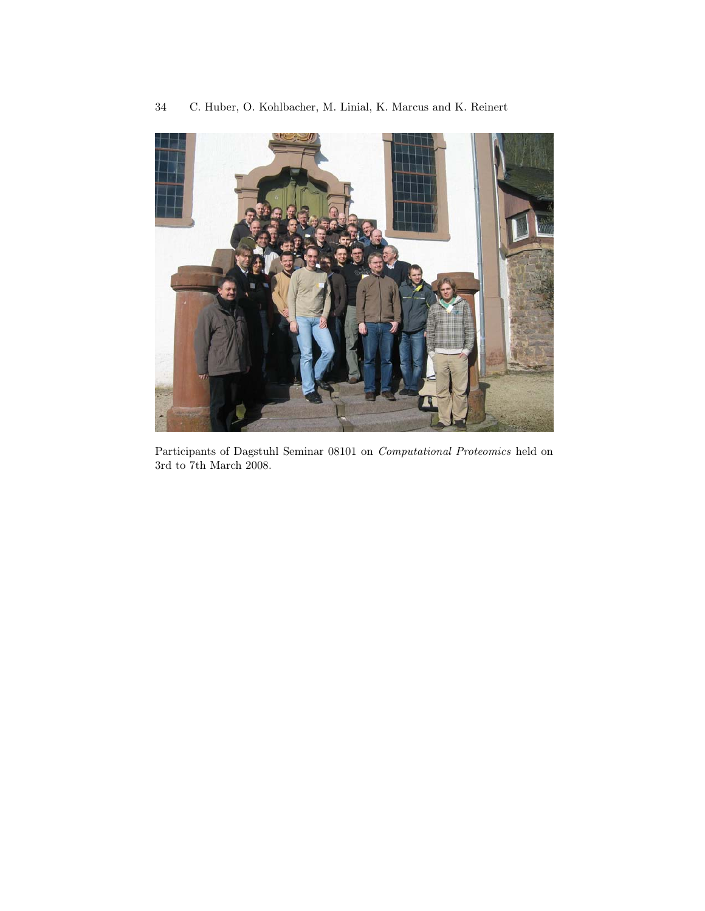Participants of Dagstuhl Seminar 08101 on *Computational Proteomics* held on 3rd to 7th March 2008.